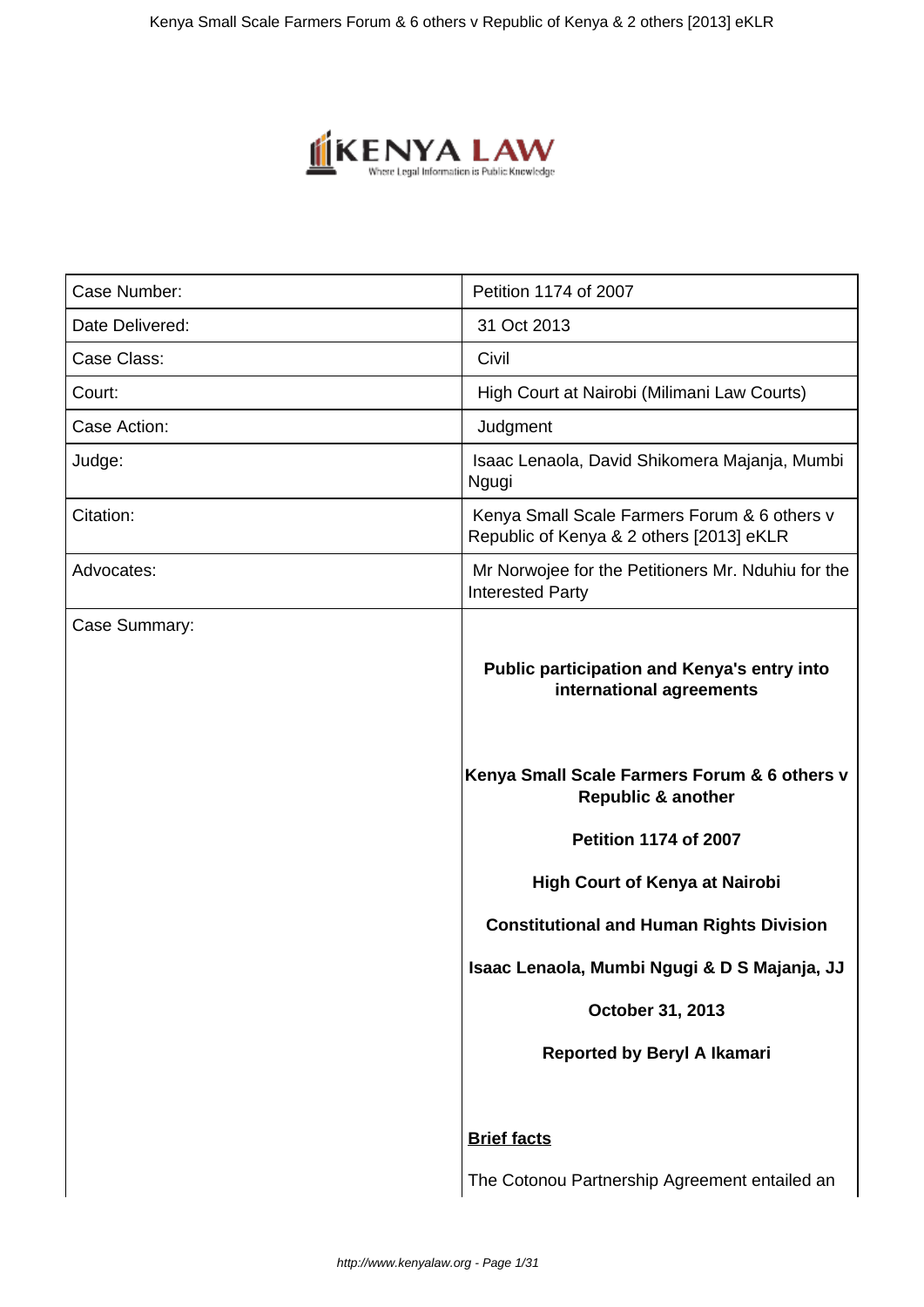| Case Number: | Petition 1174 of 2007 |
| --- | --- |
| Date Delivered: | 31 Oct 2013 |
| Case Class: | Civil |
| Court: | High Court at Nairobi (Milimani Law Courts) |
| Case Action: | Judgment |
| Judge: | Isaac Lenaola, David Shikomera Majanja, Mumbi Ngugi |
| Citation: | Kenya Small Scale Farmers Forum & 6 others v Republic of Kenya & 2 others [2013] eKLR |
| Advocates: | Mr Norwojee for the Petitioners Mr. Nduhiu for the Interested Party |
| Case Summary: | **Public participation and Kenya's entry into international agreements**<br><br>**Kenya Small Scale Farmers Forum & 6 others v Republic & another**<br><br>**Petition 1174 of 2007**<br><br>**High Court of Kenya at Nairobi**<br><br>**Constitutional and Human Rights Division**<br><br>**Isaac Lenaola, Mumbi Ngugi & D S Majanja, JJ**<br><br>**October 31, 2013**<br><br>**Reported by Beryl A Ikamari**<br><br>**Brief facts**<br><br>The Cotonou Partnership Agreement entailed an |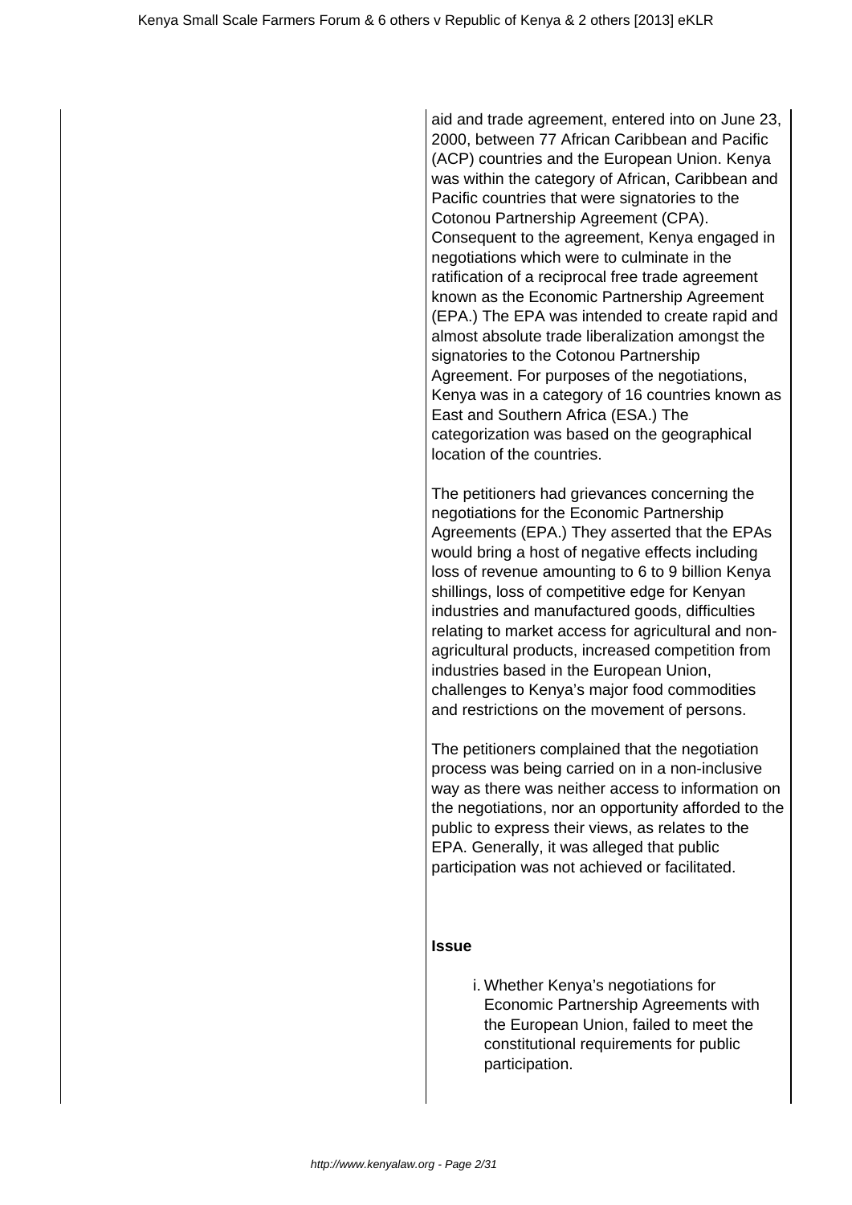aid and trade agreement, entered into on June 23, 2000, between 77 African Caribbean and Pacific (ACP) countries and the European Union. Kenya was within the category of African, Caribbean and Pacific countries that were signatories to the Cotonou Partnership Agreement (CPA). Consequent to the agreement, Kenya engaged in negotiations which were to culminate in the ratification of a reciprocal free trade agreement known as the Economic Partnership Agreement (EPA.) The EPA was intended to create rapid and almost absolute trade liberalization amongst the signatories to the Cotonou Partnership Agreement. For purposes of the negotiations, Kenya was in a category of 16 countries known as East and Southern Africa (ESA.) The categorization was based on the geographical location of the countries.

The petitioners had grievances concerning the negotiations for the Economic Partnership Agreements (EPA.) They asserted that the EPAs would bring a host of negative effects including loss of revenue amounting to 6 to 9 billion Kenya shillings, loss of competitive edge for Kenyan industries and manufactured goods, difficulties relating to market access for agricultural and non-agricultural products, increased competition from industries based in the European Union, challenges to Kenya's major food commodities and restrictions on the movement of persons.

The petitioners complained that the negotiation process was being carried on in a non-inclusive way as there was neither access to information on the negotiations, nor an opportunity afforded to the public to express their views, as relates to the EPA. Generally, it was alleged that public participation was not achieved or facilitated.

**Issue**

i. Whether Kenya's negotiations for Economic Partnership Agreements with the European Union, failed to meet the constitutional requirements for public participation.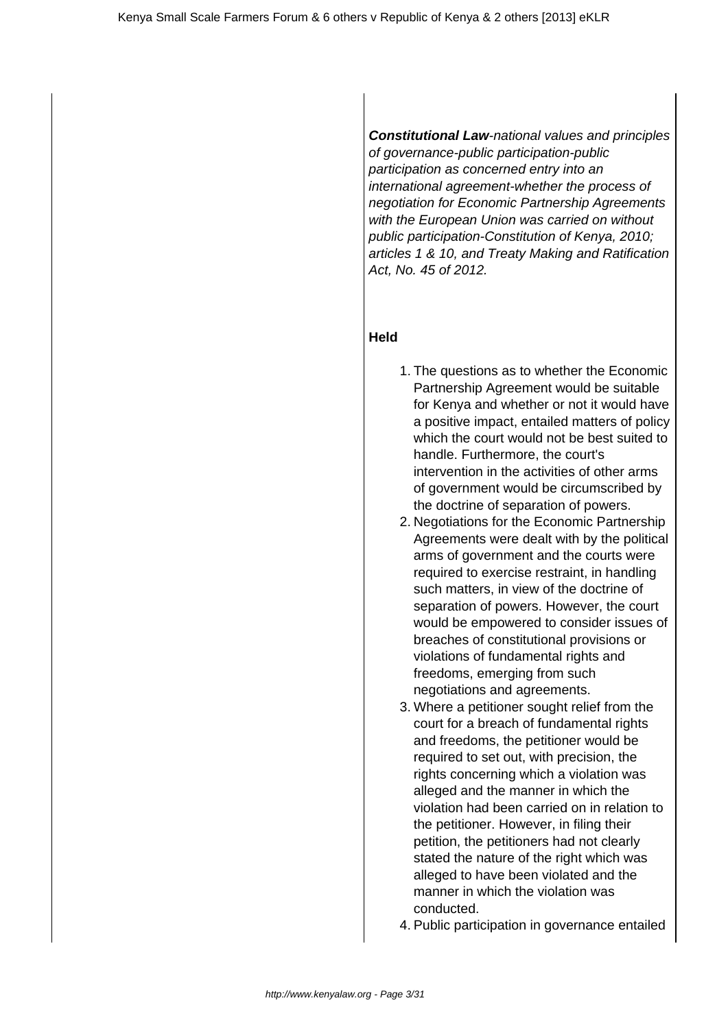***Constitutional Law**-national values and principles of governance-public participation-public participation as concerned entry into an international agreement-whether the process of negotiation for Economic Partnership Agreements with the European Union was carried on without public participation-Constitution of Kenya, 2010; articles 1 & 10, and Treaty Making and Ratification Act, No. 45 of 2012.*

**Held**

1. The questions as to whether the Economic Partnership Agreement would be suitable for Kenya and whether or not it would have a positive impact, entailed matters of policy which the court would not be best suited to handle. Furthermore, the court's intervention in the activities of other arms of government would be circumscribed by the doctrine of separation of powers.
2. Negotiations for the Economic Partnership Agreements were dealt with by the political arms of government and the courts were required to exercise restraint, in handling such matters, in view of the doctrine of separation of powers. However, the court would be empowered to consider issues of breaches of constitutional provisions or violations of fundamental rights and freedoms, emerging from such negotiations and agreements.
3. Where a petitioner sought relief from the court for a breach of fundamental rights and freedoms, the petitioner would be required to set out, with precision, the rights concerning which a violation was alleged and the manner in which the violation had been carried on in relation to the petitioner. However, in filing their petition, the petitioners had not clearly stated the nature of the right which was alleged to have been violated and the manner in which the violation was conducted.
4. Public participation in governance entailed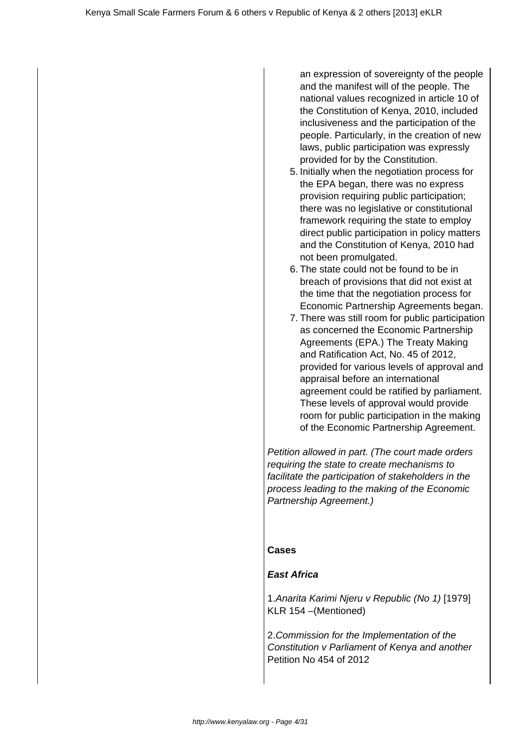an expression of sovereignty of the people and the manifest will of the people. The national values recognized in article 10 of the Constitution of Kenya, 2010, included inclusiveness and the participation of the people. Particularly, in the creation of new laws, public participation was expressly provided for by the Constitution.

5. Initially when the negotiation process for the EPA began, there was no express provision requiring public participation; there was no legislative or constitutional framework requiring the state to employ direct public participation in policy matters and the Constitution of Kenya, 2010 had not been promulgated.
6. The state could not be found to be in breach of provisions that did not exist at the time that the negotiation process for Economic Partnership Agreements began.
7. There was still room for public participation as concerned the Economic Partnership Agreements (EPA.) The Treaty Making and Ratification Act, No. 45 of 2012, provided for various levels of approval and appraisal before an international agreement could be ratified by parliament. These levels of approval would provide room for public participation in the making of the Economic Partnership Agreement.

*Petition allowed in part. (The court made orders requiring the state to create mechanisms to facilitate the participation of stakeholders in the process leading to the making of the Economic Partnership Agreement.)*

**Cases**

***East Africa***

1.*Anarita Karimi Njeru v Republic (No 1)* [1979] KLR 154 –(Mentioned)

2.*Commission for the Implementation of the Constitution v Parliament of Kenya and another* Petition No 454 of 2012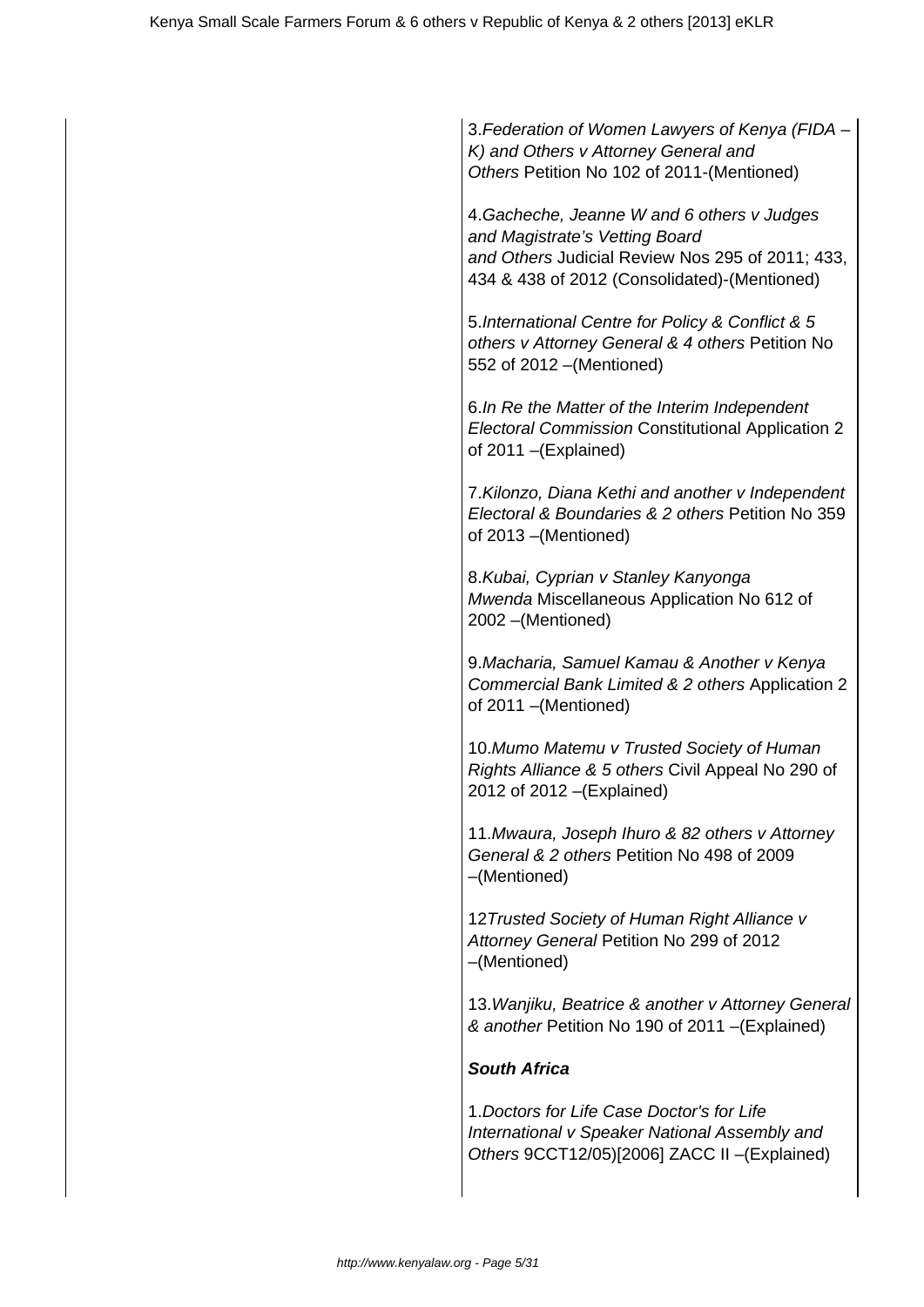3.*Federation of Women Lawyers of Kenya (FIDA – K) and Others v Attorney General and Others* Petition No 102 of 2011-(Mentioned)

4.*Gacheche, Jeanne W and 6 others v Judges and Magistrate's Vetting Board and Others* Judicial Review Nos 295 of 2011; 433, 434 & 438 of 2012 (Consolidated)-(Mentioned)

5.*International Centre for Policy & Conflict & 5 others v Attorney General & 4 others* Petition No 552 of 2012 –(Mentioned)

6.*In Re the Matter of the Interim Independent Electoral Commission* Constitutional Application 2 of 2011 –(Explained)

7.*Kilonzo, Diana Kethi and another v Independent Electoral & Boundaries & 2 others* Petition No 359 of 2013 –(Mentioned)

8.*Kubai, Cyprian v Stanley Kanyonga Mwenda* Miscellaneous Application No 612 of 2002 –(Mentioned)

9.*Macharia, Samuel Kamau & Another v Kenya Commercial Bank Limited & 2 others* Application 2 of 2011 –(Mentioned)

10.*Mumo Matemu v Trusted Society of Human Rights Alliance & 5 others* Civil Appeal No 290 of 2012 of 2012 –(Explained)

11.*Mwaura, Joseph Ihuro & 82 others v Attorney General & 2 others* Petition No 498 of 2009 –(Mentioned)

12*Trusted Society of Human Right Alliance v Attorney General* Petition No 299 of 2012 –(Mentioned)

13.*Wanjiku, Beatrice & another v Attorney General & another* Petition No 190 of 2011 –(Explained)

**South Africa**

1.*Doctors for Life Case Doctor's for Life International v Speaker National Assembly and Others* 9CCT12/05)[2006] ZACC II –(Explained)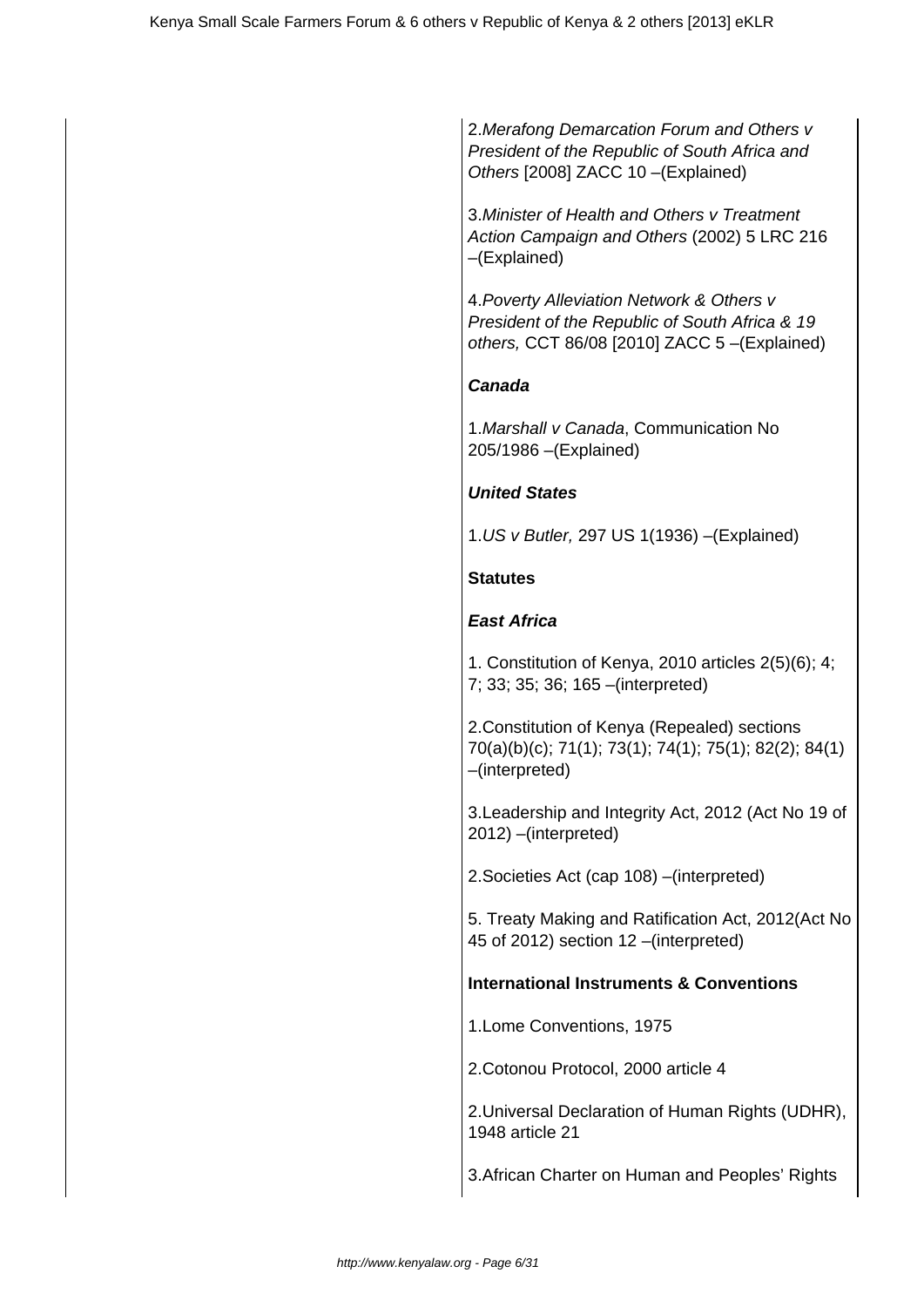2. *Merafong Demarcation Forum and Others v President of the Republic of South Africa and Others* [2008] ZACC 10 –(Explained)

3. *Minister of Health and Others v Treatment Action Campaign and Others* (2002) 5 LRC 216 –(Explained)

4. *Poverty Alleviation Network & Others v President of the Republic of South Africa & 19 others,* CCT 86/08 [2010] ZACC 5 –(Explained)

***Canada***

1. *Marshall v Canada*, Communication No 205/1986 –(Explained)

***United States***

1. *US v Butler,* 297 US 1(1936) –(Explained)

**Statutes**

***East Africa***

1. Constitution of Kenya, 2010 articles 2(5)(6); 4; 7; 33; 35; 36; 165 –(interpreted)

2. Constitution of Kenya (Repealed) sections 70(a)(b)(c); 71(1); 73(1); 74(1); 75(1); 82(2); 84(1) –(interpreted)

3. Leadership and Integrity Act, 2012 (Act No 19 of 2012) –(interpreted)

2. Societies Act (cap 108) –(interpreted)

5. Treaty Making and Ratification Act, 2012(Act No 45 of 2012) section 12 –(interpreted)

**International Instruments & Conventions**

1. Lome Conventions, 1975

2. Cotonou Protocol, 2000 article 4

2. Universal Declaration of Human Rights (UDHR), 1948 article 21

3. African Charter on Human and Peoples' Rights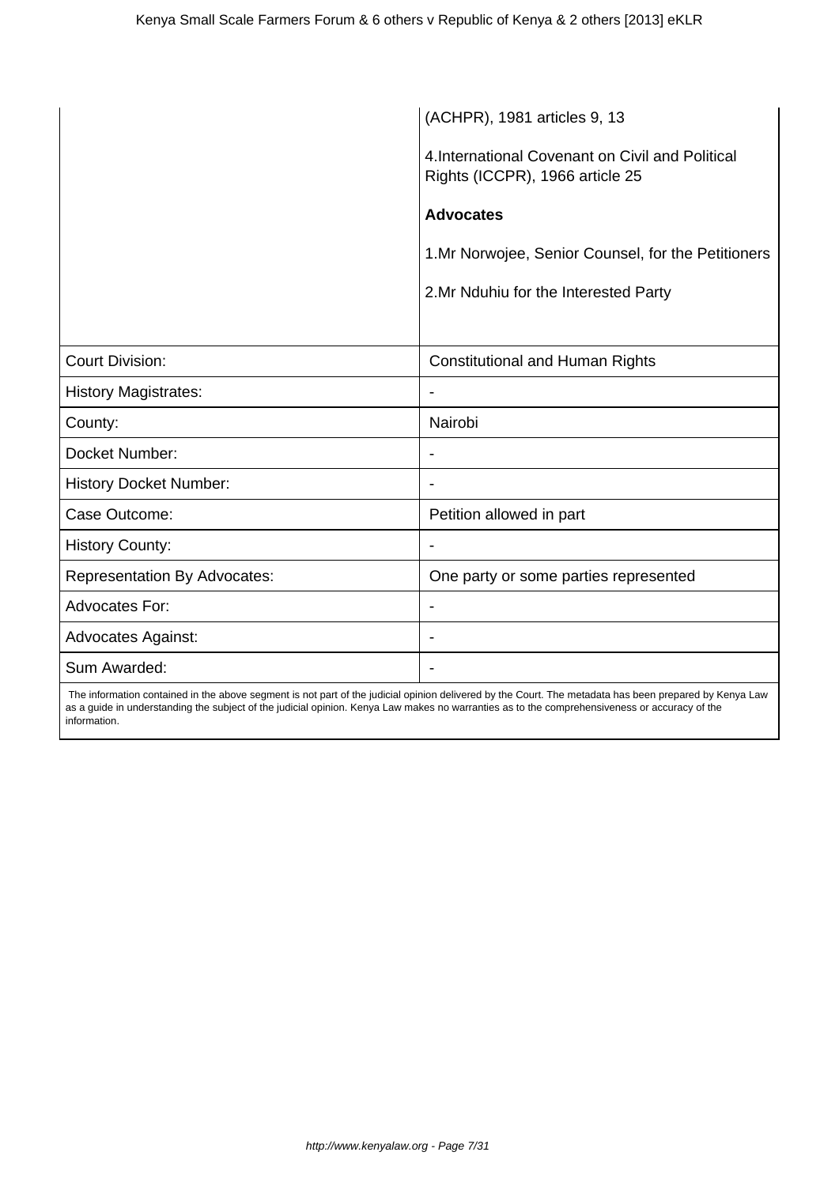| | |
|---|---|
| | (ACHPR), 1981 articles 9, 13<br><br>4.International Covenant on Civil and Political Rights (ICCPR), 1966 article 25<br><br>**Advocates**<br><br>1.Mr Norwojee, Senior Counsel, for the Petitioners<br><br>2.Mr Nduhiu for the Interested Party |
| Court Division: | Constitutional and Human Rights |
| History Magistrates: | - |
| County: | Nairobi |
| Docket Number: | - |
| History Docket Number: | - |
| Case Outcome: | Petition allowed in part |
| History County: | - |
| Representation By Advocates: | One party or some parties represented |
| Advocates For: | - |
| Advocates Against: | - |
| Sum Awarded: | - |

The information contained in the above segment is not part of the judicial opinion delivered by the Court. The metadata has been prepared by Kenya Law as a guide in understanding the subject of the judicial opinion. Kenya Law makes no warranties as to the comprehensiveness or accuracy of the information.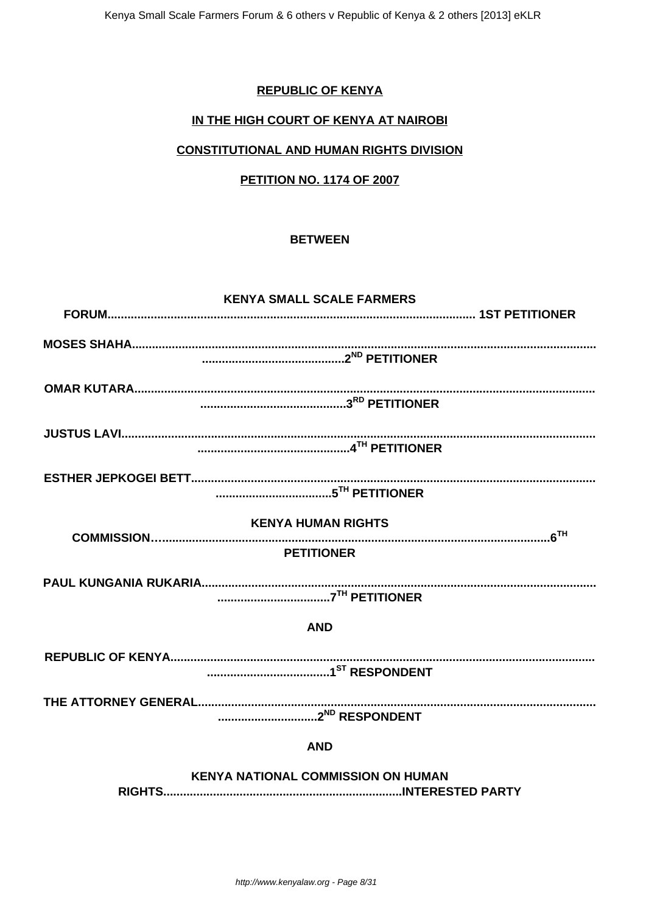**REPUBLIC OF KENYA**

**IN THE HIGH COURT OF KENYA AT NAIROBI**

**CONSTITUTIONAL AND HUMAN RIGHTS DIVISION**

**PETITION NO. 1174 OF 2007**

**BETWEEN**

**KENYA SMALL SCALE FARMERS FORUM............................................................................................ 1ST PETITIONER**

**MOSES SHAHA...........................................................................................................................................2ND PETITIONER**

**OMAR KUTARA..........................................................................................................................................3RD PETITIONER**

**JUSTUS LAVI...............................................................................................................................................4TH PETITIONER**

**ESTHER JEPKOGEI BETT.......................................................................................................................5TH PETITIONER**

**KENYA HUMAN RIGHTS COMMISSION…..............................................................................................................6TH PETITIONER**

**PAUL KUNGANIA RUKARIA....................................................................................................................7TH PETITIONER**

**AND**

**REPUBLIC OF KENYA...............................................................................................................................1ST RESPONDENT**

**THE ATTORNEY GENERAL.......................................................................................................................2ND RESPONDENT**

**AND**

**KENYA NATIONAL COMMISSION ON HUMAN RIGHTS........................................................................INTERESTED PARTY**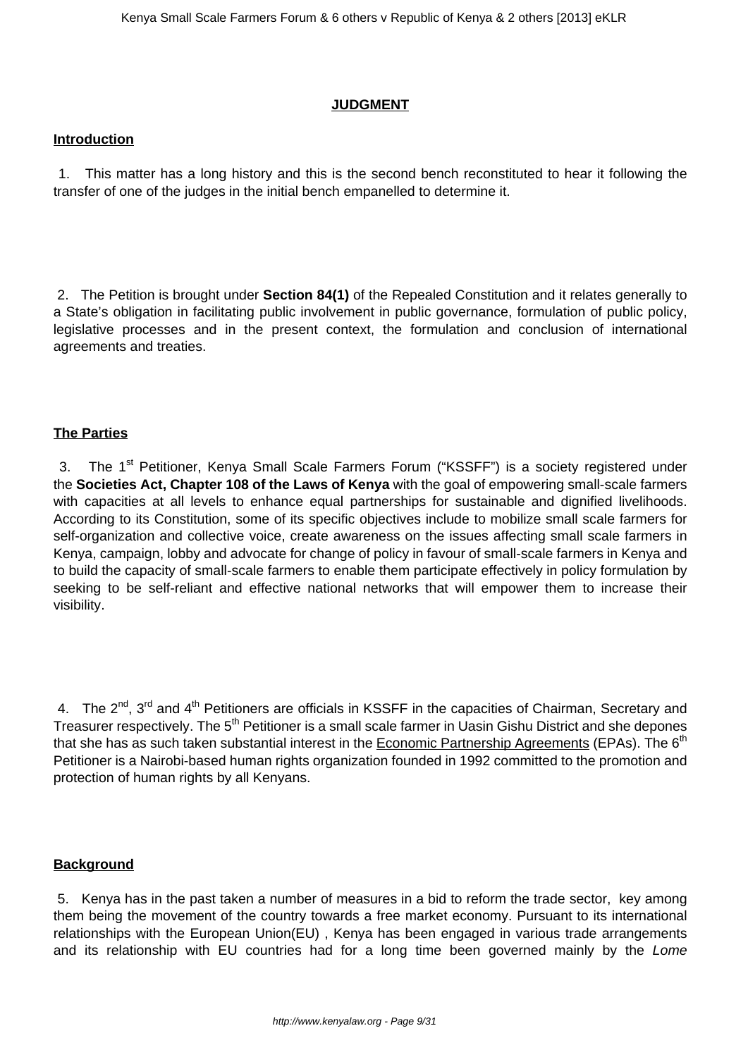**JUDGMENT**

**Introduction**

1. This matter has a long history and this is the second bench reconstituted to hear it following the transfer of one of the judges in the initial bench empanelled to determine it.

2. The Petition is brought under **Section 84(1)** of the Repealed Constitution and it relates generally to a State's obligation in facilitating public involvement in public governance, formulation of public policy, legislative processes and in the present context, the formulation and conclusion of international agreements and treaties.

**The Parties**

3. The 1st Petitioner, Kenya Small Scale Farmers Forum ("KSSFF") is a society registered under the **Societies Act, Chapter 108 of the Laws of Kenya** with the goal of empowering small-scale farmers with capacities at all levels to enhance equal partnerships for sustainable and dignified livelihoods. According to its Constitution, some of its specific objectives include to mobilize small scale farmers for self-organization and collective voice, create awareness on the issues affecting small scale farmers in Kenya, campaign, lobby and advocate for change of policy in favour of small-scale farmers in Kenya and to build the capacity of small-scale farmers to enable them participate effectively in policy formulation by seeking to be self-reliant and effective national networks that will empower them to increase their visibility.

4. The 2nd, 3rd and 4th Petitioners are officials in KSSFF in the capacities of Chairman, Secretary and Treasurer respectively. The 5th Petitioner is a small scale farmer in Uasin Gishu District and she depones that she has as such taken substantial interest in the Economic Partnership Agreements (EPAs). The 6th Petitioner is a Nairobi-based human rights organization founded in 1992 committed to the promotion and protection of human rights by all Kenyans.

**Background**

5. Kenya has in the past taken a number of measures in a bid to reform the trade sector, key among them being the movement of the country towards a free market economy. Pursuant to its international relationships with the European Union(EU) , Kenya has been engaged in various trade arrangements and its relationship with EU countries had for a long time been governed mainly by the *Lome*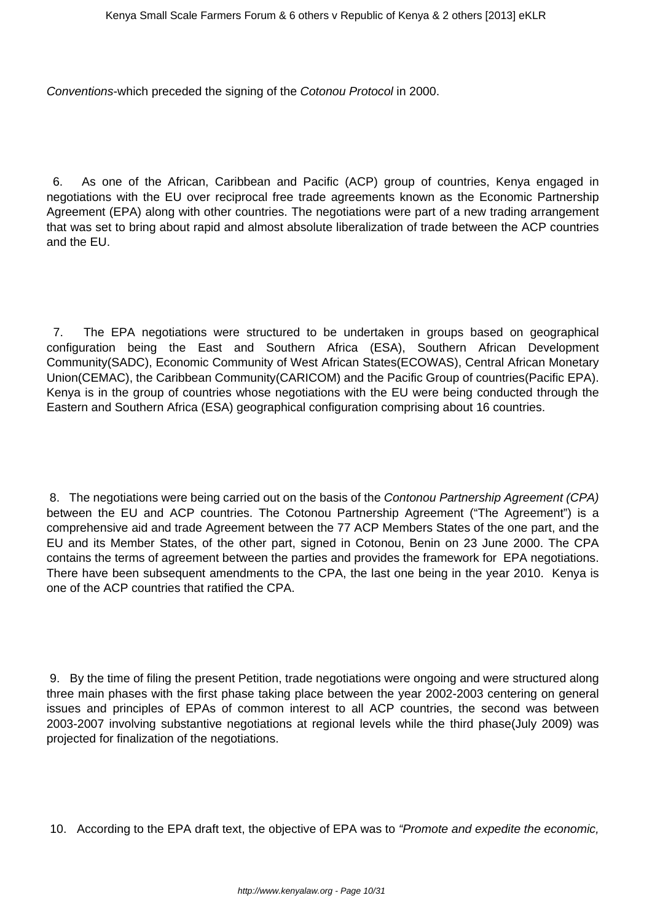*Conventions*-which preceded the signing of the *Cotonou Protocol* in 2000.

6. As one of the African, Caribbean and Pacific (ACP) group of countries, Kenya engaged in negotiations with the EU over reciprocal free trade agreements known as the Economic Partnership Agreement (EPA) along with other countries. The negotiations were part of a new trading arrangement that was set to bring about rapid and almost absolute liberalization of trade between the ACP countries and the EU.

7. The EPA negotiations were structured to be undertaken in groups based on geographical configuration being the East and Southern Africa (ESA), Southern African Development Community(SADC), Economic Community of West African States(ECOWAS), Central African Monetary Union(CEMAC), the Caribbean Community(CARICOM) and the Pacific Group of countries(Pacific EPA). Kenya is in the group of countries whose negotiations with the EU were being conducted through the Eastern and Southern Africa (ESA) geographical configuration comprising about 16 countries.

8. The negotiations were being carried out on the basis of the *Contonou Partnership Agreement (CPA)* between the EU and ACP countries. The Cotonou Partnership Agreement ("The Agreement") is a comprehensive aid and trade Agreement between the 77 ACP Members States of the one part, and the EU and its Member States, of the other part, signed in Cotonou, Benin on 23 June 2000. The CPA contains the terms of agreement between the parties and provides the framework for EPA negotiations. There have been subsequent amendments to the CPA, the last one being in the year 2010. Kenya is one of the ACP countries that ratified the CPA.

9. By the time of filing the present Petition, trade negotiations were ongoing and were structured along three main phases with the first phase taking place between the year 2002-2003 centering on general issues and principles of EPAs of common interest to all ACP countries, the second was between 2003-2007 involving substantive negotiations at regional levels while the third phase(July 2009) was projected for finalization of the negotiations.

10. According to the EPA draft text, the objective of EPA was to *"Promote and expedite the economic,*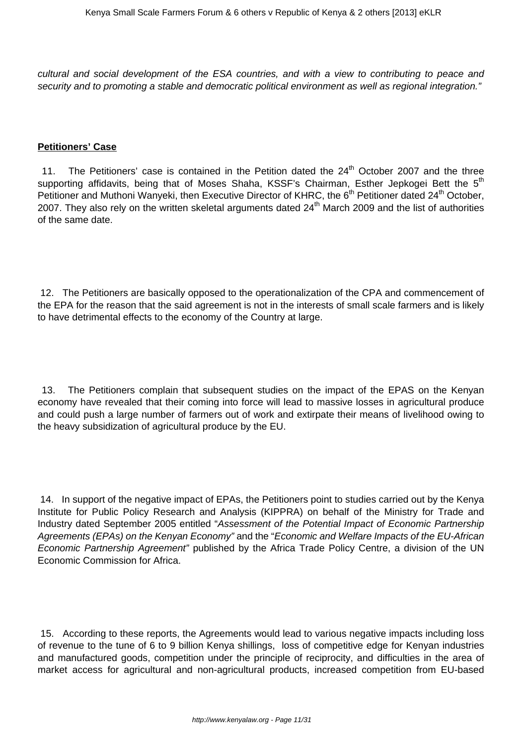*cultural and social development of the ESA countries, and with a view to contributing to peace and security and to promoting a stable and democratic political environment as well as regional integration."*

**Petitioners' Case**

11. The Petitioners' case is contained in the Petition dated the 24th October 2007 and the three supporting affidavits, being that of Moses Shaha, KSSF's Chairman, Esther Jepkogei Bett the 5th Petitioner and Muthoni Wanyeki, then Executive Director of KHRC, the 6th Petitioner dated 24th October, 2007. They also rely on the written skeletal arguments dated 24th March 2009 and the list of authorities of the same date.

12. The Petitioners are basically opposed to the operationalization of the CPA and commencement of the EPA for the reason that the said agreement is not in the interests of small scale farmers and is likely to have detrimental effects to the economy of the Country at large.

13. The Petitioners complain that subsequent studies on the impact of the EPAS on the Kenyan economy have revealed that their coming into force will lead to massive losses in agricultural produce and could push a large number of farmers out of work and extirpate their means of livelihood owing to the heavy subsidization of agricultural produce by the EU.

14. In support of the negative impact of EPAs, the Petitioners point to studies carried out by the Kenya Institute for Public Policy Research and Analysis (KIPPRA) on behalf of the Ministry for Trade and Industry dated September 2005 entitled "*Assessment of the Potential Impact of Economic Partnership Agreements (EPAs) on the Kenyan Economy"* and the "*Economic and Welfare Impacts of the EU-African Economic Partnership Agreement"* published by the Africa Trade Policy Centre, a division of the UN Economic Commission for Africa.

15. According to these reports, the Agreements would lead to various negative impacts including loss of revenue to the tune of 6 to 9 billion Kenya shillings, loss of competitive edge for Kenyan industries and manufactured goods, competition under the principle of reciprocity, and difficulties in the area of market access for agricultural and non-agricultural products, increased competition from EU-based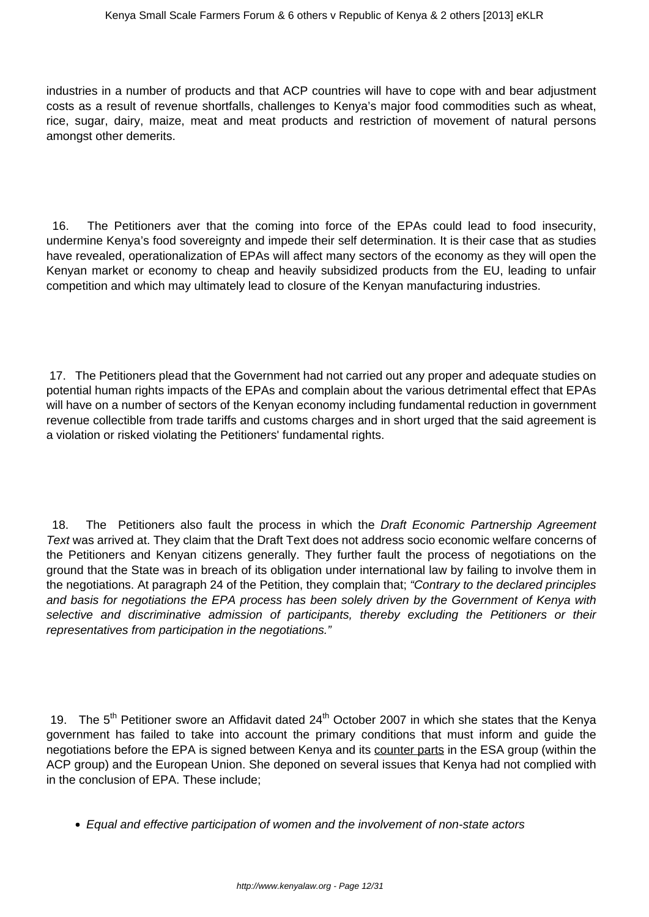industries in a number of products and that ACP countries will have to cope with and bear adjustment costs as a result of revenue shortfalls, challenges to Kenya's major food commodities such as wheat, rice, sugar, dairy, maize, meat and meat products and restriction of movement of natural persons amongst other demerits.

16. The Petitioners aver that the coming into force of the EPAs could lead to food insecurity, undermine Kenya's food sovereignty and impede their self determination. It is their case that as studies have revealed, operationalization of EPAs will affect many sectors of the economy as they will open the Kenyan market or economy to cheap and heavily subsidized products from the EU, leading to unfair competition and which may ultimately lead to closure of the Kenyan manufacturing industries.

17. The Petitioners plead that the Government had not carried out any proper and adequate studies on potential human rights impacts of the EPAs and complain about the various detrimental effect that EPAs will have on a number of sectors of the Kenyan economy including fundamental reduction in government revenue collectible from trade tariffs and customs charges and in short urged that the said agreement is a violation or risked violating the Petitioners' fundamental rights.

18. The Petitioners also fault the process in which the *Draft Economic Partnership Agreement Text* was arrived at. They claim that the Draft Text does not address socio economic welfare concerns of the Petitioners and Kenyan citizens generally. They further fault the process of negotiations on the ground that the State was in breach of its obligation under international law by failing to involve them in the negotiations. At paragraph 24 of the Petition, they complain that; *"Contrary to the declared principles and basis for negotiations the EPA process has been solely driven by the Government of Kenya with selective and discriminative admission of participants, thereby excluding the Petitioners or their representatives from participation in the negotiations."*

19. The 5th Petitioner swore an Affidavit dated 24th October 2007 in which she states that the Kenya government has failed to take into account the primary conditions that must inform and guide the negotiations before the EPA is signed between Kenya and its counter parts in the ESA group (within the ACP group) and the European Union. She deponed on several issues that Kenya had not complied with in the conclusion of EPA. These include;

- *Equal and effective participation of women and the involvement of non-state actors*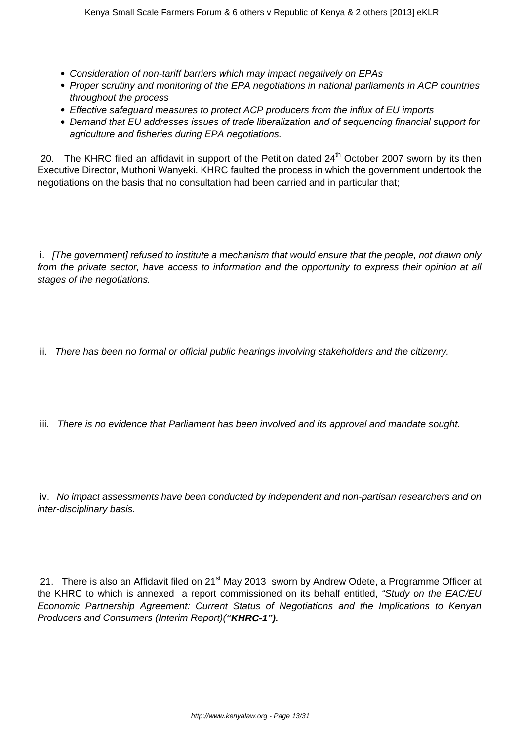- *Consideration of non-tariff barriers which may impact negatively on EPAs*
- *Proper scrutiny and monitoring of the EPA negotiations in national parliaments in ACP countries throughout the process*
- *Effective safeguard measures to protect ACP producers from the influx of EU imports*
- *Demand that EU addresses issues of trade liberalization and of sequencing financial support for agriculture and fisheries during EPA negotiations.*

20. The KHRC filed an affidavit in support of the Petition dated 24th October 2007 sworn by its then Executive Director, Muthoni Wanyeki. KHRC faulted the process in which the government undertook the negotiations on the basis that no consultation had been carried and in particular that;

i. *[The government] refused to institute a mechanism that would ensure that the people, not drawn only from the private sector, have access to information and the opportunity to express their opinion at all stages of the negotiations.*

ii. *There has been no formal or official public hearings involving stakeholders and the citizenry.*

iii. *There is no evidence that Parliament has been involved and its approval and mandate sought.*

iv. *No impact assessments have been conducted by independent and non-partisan researchers and on inter-disciplinary basis.*

21. There is also an Affidavit filed on 21st May 2013 sworn by Andrew Odete, a Programme Officer at the KHRC to which is annexed a report commissioned on its behalf entitled, *"Study on the EAC/EU Economic Partnership Agreement: Current Status of Negotiations and the Implications to Kenyan Producers and Consumers (Interim Report)(**"KHRC-1")**.*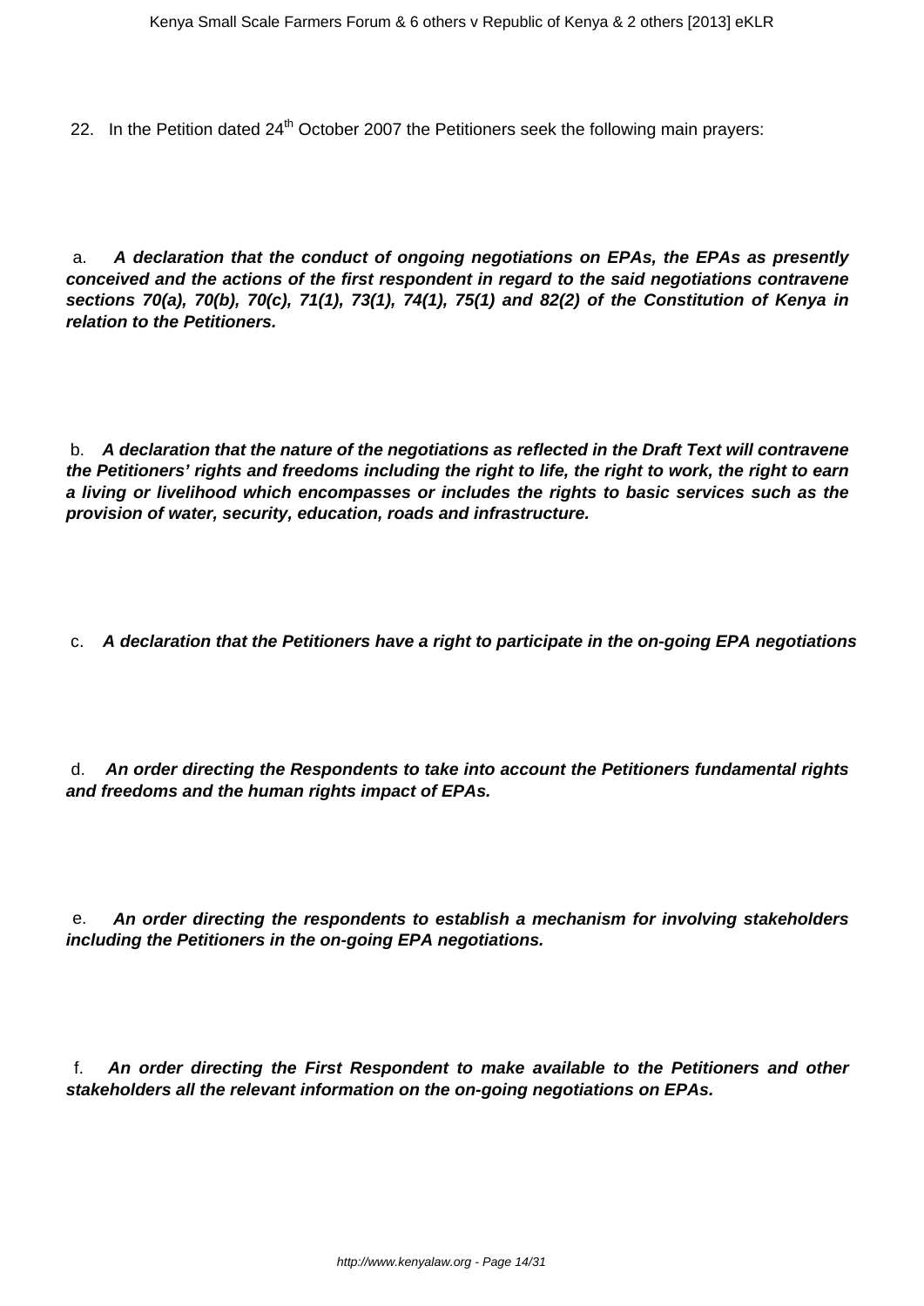22. In the Petition dated 24th October 2007 the Petitioners seek the following main prayers:

a. **A declaration that the conduct of ongoing negotiations on EPAs, the EPAs as presently conceived and the actions of the first respondent in regard to the said negotiations contravene sections 70(a), 70(b), 70(c), 71(1), 73(1), 74(1), 75(1) and 82(2) of the Constitution of Kenya in relation to the Petitioners.**

b. **A declaration that the nature of the negotiations as reflected in the Draft Text will contravene the Petitioners' rights and freedoms including the right to life, the right to work, the right to earn a living or livelihood which encompasses or includes the rights to basic services such as the provision of water, security, education, roads and infrastructure.**

c. **A declaration that the Petitioners have a right to participate in the on-going EPA negotiations**

d. **An order directing the Respondents to take into account the Petitioners fundamental rights and freedoms and the human rights impact of EPAs.**

e. **An order directing the respondents to establish a mechanism for involving stakeholders including the Petitioners in the on-going EPA negotiations.**

f. **An order directing the First Respondent to make available to the Petitioners and other stakeholders all the relevant information on the on-going negotiations on EPAs.**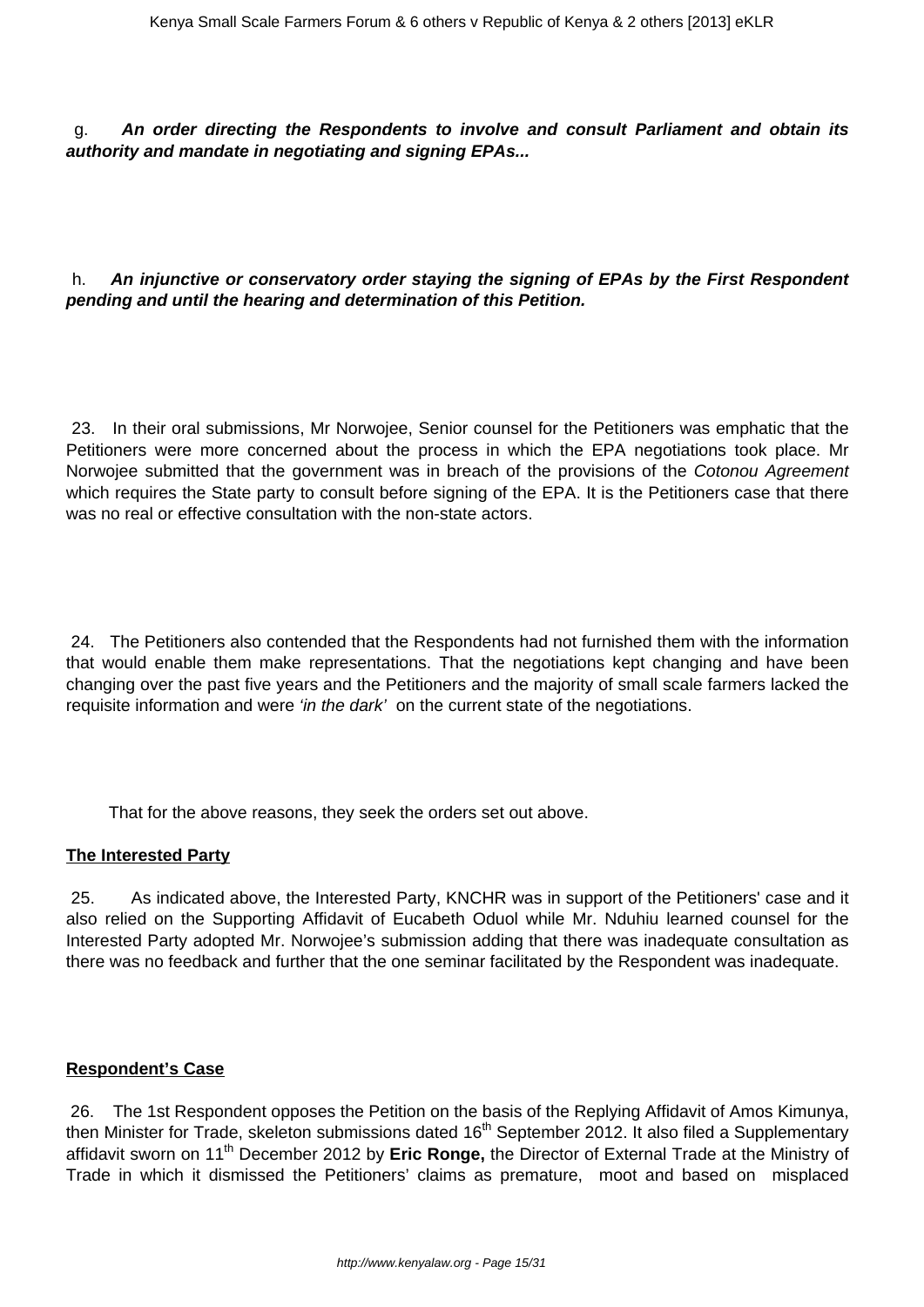g. ***An order directing the Respondents to involve and consult Parliament and obtain its authority and mandate in negotiating and signing EPAs...***

h. ***An injunctive or conservatory order staying the signing of EPAs by the First Respondent pending and until the hearing and determination of this Petition.***

23. In their oral submissions, Mr Norwojee, Senior counsel for the Petitioners was emphatic that the Petitioners were more concerned about the process in which the EPA negotiations took place. Mr Norwojee submitted that the government was in breach of the provisions of the *Cotonou Agreement* which requires the State party to consult before signing of the EPA. It is the Petitioners case that there was no real or effective consultation with the non-state actors.

24. The Petitioners also contended that the Respondents had not furnished them with the information that would enable them make representations. That the negotiations kept changing and have been changing over the past five years and the Petitioners and the majority of small scale farmers lacked the requisite information and were *'in the dark'* on the current state of the negotiations.

That for the above reasons, they seek the orders set out above.

**The Interested Party**

25. As indicated above, the Interested Party, KNCHR was in support of the Petitioners' case and it also relied on the Supporting Affidavit of Eucabeth Oduol while Mr. Nduhiu learned counsel for the Interested Party adopted Mr. Norwojee's submission adding that there was inadequate consultation as there was no feedback and further that the one seminar facilitated by the Respondent was inadequate.

**Respondent's Case**

26. The 1st Respondent opposes the Petition on the basis of the Replying Affidavit of Amos Kimunya, then Minister for Trade, skeleton submissions dated 16th September 2012. It also filed a Supplementary affidavit sworn on 11th December 2012 by **Eric Ronge,** the Director of External Trade at the Ministry of Trade in which it dismissed the Petitioners' claims as premature, moot and based on misplaced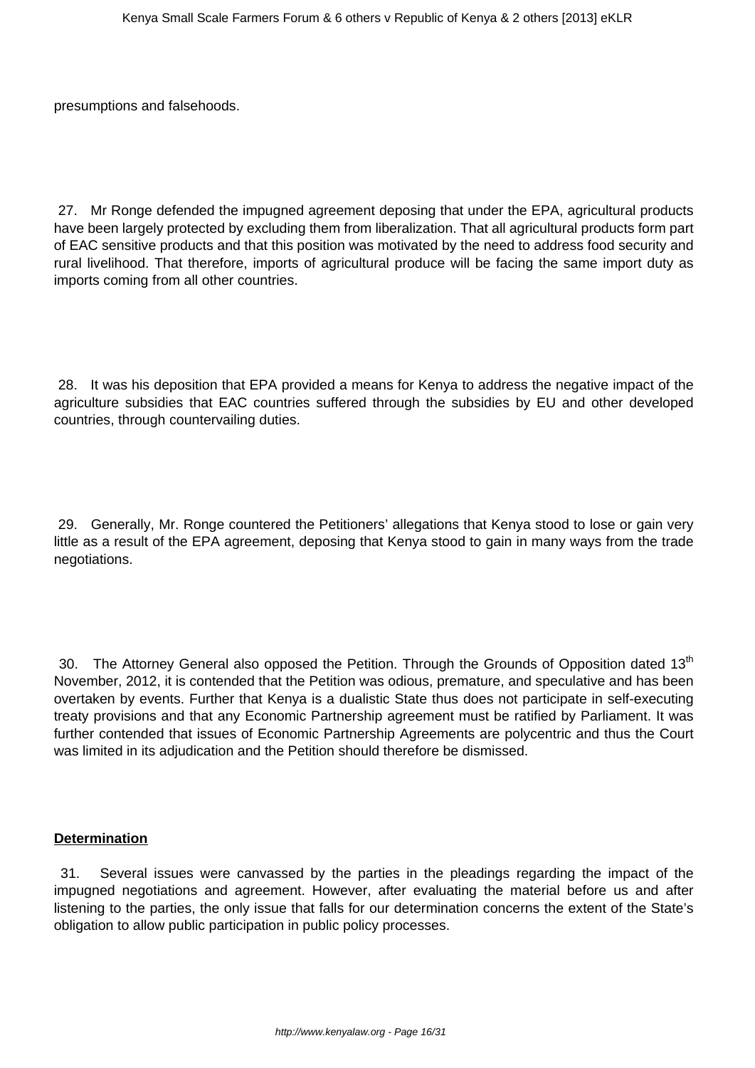presumptions and falsehoods.

27. Mr Ronge defended the impugned agreement deposing that under the EPA, agricultural products have been largely protected by excluding them from liberalization. That all agricultural products form part of EAC sensitive products and that this position was motivated by the need to address food security and rural livelihood. That therefore, imports of agricultural produce will be facing the same import duty as imports coming from all other countries.

28. It was his deposition that EPA provided a means for Kenya to address the negative impact of the agriculture subsidies that EAC countries suffered through the subsidies by EU and other developed countries, through countervailing duties.

29. Generally, Mr. Ronge countered the Petitioners' allegations that Kenya stood to lose or gain very little as a result of the EPA agreement, deposing that Kenya stood to gain in many ways from the trade negotiations.

30. The Attorney General also opposed the Petition. Through the Grounds of Opposition dated 13th November, 2012, it is contended that the Petition was odious, premature, and speculative and has been overtaken by events. Further that Kenya is a dualistic State thus does not participate in self-executing treaty provisions and that any Economic Partnership agreement must be ratified by Parliament. It was further contended that issues of Economic Partnership Agreements are polycentric and thus the Court was limited in its adjudication and the Petition should therefore be dismissed.

**Determination**

31. Several issues were canvassed by the parties in the pleadings regarding the impact of the impugned negotiations and agreement. However, after evaluating the material before us and after listening to the parties, the only issue that falls for our determination concerns the extent of the State's obligation to allow public participation in public policy processes.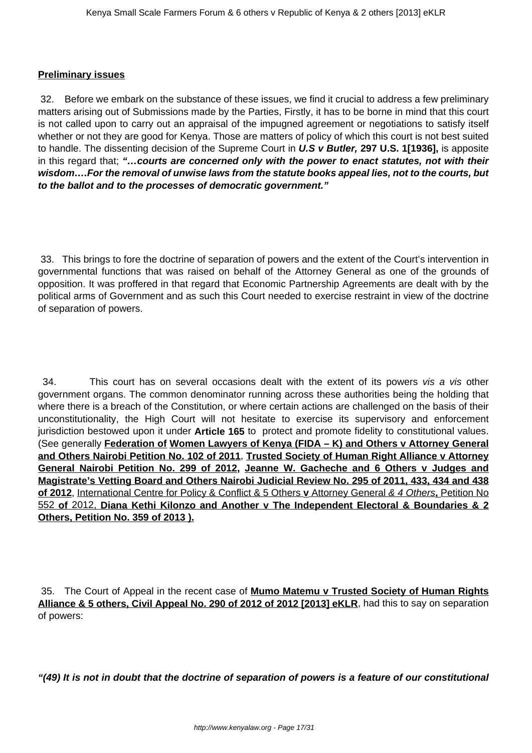**Preliminary issues**

32. Before we embark on the substance of these issues, we find it crucial to address a few preliminary matters arising out of Submissions made by the Parties, Firstly, it has to be borne in mind that this court is not called upon to carry out an appraisal of the impugned agreement or negotiations to satisfy itself whether or not they are good for Kenya. Those are matters of policy of which this court is not best suited to handle. The dissenting decision of the Supreme Court in ***U.S v Butler,*** **297 U.S. 1[1936],** is apposite in this regard that; ***"…courts are concerned only with the power to enact statutes, not with their wisdom….For the removal of unwise laws from the statute books appeal lies, not to the courts, but to the ballot and to the processes of democratic government."***

33. This brings to fore the doctrine of separation of powers and the extent of the Court's intervention in governmental functions that was raised on behalf of the Attorney General as one of the grounds of opposition. It was proffered in that regard that Economic Partnership Agreements are dealt with by the political arms of Government and as such this Court needed to exercise restraint in view of the doctrine of separation of powers.

34. This court has on several occasions dealt with the extent of its powers *vis a vis* other government organs. The common denominator running across these authorities being the holding that where there is a breach of the Constitution, or where certain actions are challenged on the basis of their unconstitutionality, the High Court will not hesitate to exercise its supervisory and enforcement jurisdiction bestowed upon it under **Article 165** to protect and promote fidelity to constitutional values. (See generally **Federation of Women Lawyers of Kenya (FIDA – K) and Others v Attorney General and Others Nairobi Petition No. 102 of 2011**, **Trusted Society of Human Right Alliance v Attorney General Nairobi Petition No. 299 of 2012, Jeanne W. Gacheche and 6 Others v Judges and Magistrate's Vetting Board and Others Nairobi Judicial Review No. 295 of 2011, 433, 434 and 438 of 2012**, International Centre for Policy & Conflict & 5 Others **v** Attorney General *& 4 Others*, Petition No 552 **of** 2012, **Diana Kethi Kilonzo and Another v The Independent Electoral & Boundaries & 2 Others, Petition No. 359 of 2013 ).**

35. The Court of Appeal in the recent case of **Mumo Matemu v Trusted Society of Human Rights Alliance & 5 others, Civil Appeal No. 290 of 2012 of 2012 [2013] eKLR**, had this to say on separation of powers:

***"(49) It is not in doubt that the doctrine of separation of powers is a feature of our constitutional***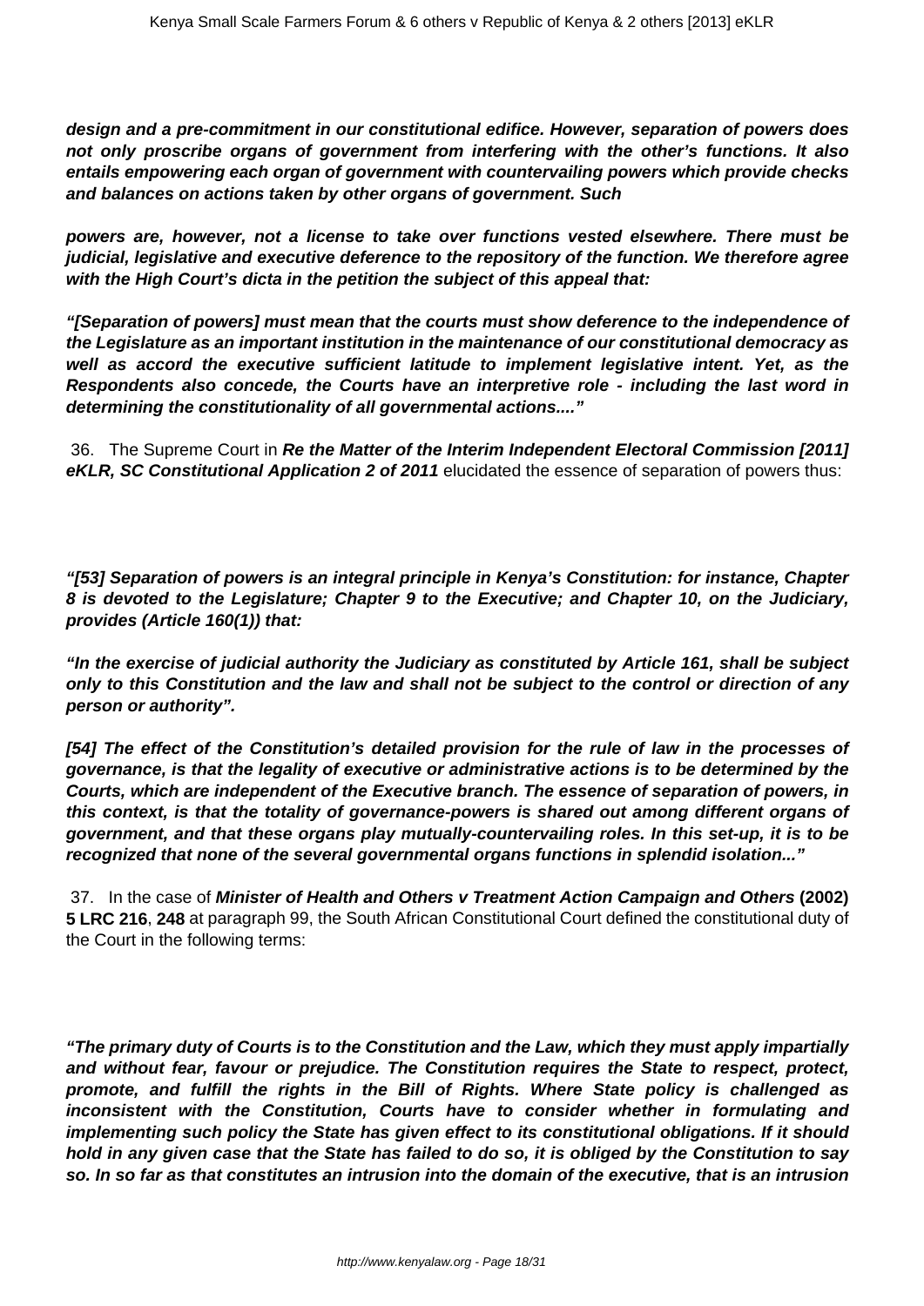**design and a pre-commitment in our constitutional edifice. However, separation of powers does not only proscribe organs of government from interfering with the other's functions. It also entails empowering each organ of government with countervailing powers which provide checks and balances on actions taken by other organs of government. Such**

**powers are, however, not a license to take over functions vested elsewhere. There must be judicial, legislative and executive deference to the repository of the function. We therefore agree with the High Court's dicta in the petition the subject of this appeal that:**

***"[Separation of powers] must mean that the courts must show deference to the independence of the Legislature as an important institution in the maintenance of our constitutional democracy as well as accord the executive sufficient latitude to implement legislative intent. Yet, as the Respondents also concede, the Courts have an interpretive role - including the last word in determining the constitutionality of all governmental actions...."***

36. The Supreme Court in ***Re the Matter of the Interim Independent Electoral Commission [2011] eKLR, SC Constitutional Application 2 of 2011*** elucidated the essence of separation of powers thus:

***"[53] Separation of powers is an integral principle in Kenya's Constitution: for instance, Chapter 8 is devoted to the Legislature; Chapter 9 to the Executive; and Chapter 10, on the Judiciary, provides (Article 160(1)) that:***

***"In the exercise of judicial authority the Judiciary as constituted by Article 161, shall be subject only to this Constitution and the law and shall not be subject to the control or direction of any person or authority".***

***[54] The effect of the Constitution's detailed provision for the rule of law in the processes of governance, is that the legality of executive or administrative actions is to be determined by the Courts, which are independent of the Executive branch. The essence of separation of powers, in this context, is that the totality of governance-powers is shared out among different organs of government, and that these organs play mutually-countervailing roles. In this set-up, it is to be recognized that none of the several governmental organs functions in splendid isolation..."***

37. In the case of ***Minister of Health and Others v Treatment Action Campaign and Others* (2002) 5 LRC 216**, **248** at paragraph 99, the South African Constitutional Court defined the constitutional duty of the Court in the following terms:

***"The primary duty of Courts is to the Constitution and the Law, which they must apply impartially and without fear, favour or prejudice. The Constitution requires the State to respect, protect, promote, and fulfill the rights in the Bill of Rights. Where State policy is challenged as inconsistent with the Constitution, Courts have to consider whether in formulating and implementing such policy the State has given effect to its constitutional obligations. If it should hold in any given case that the State has failed to do so, it is obliged by the Constitution to say so. In so far as that constitutes an intrusion into the domain of the executive, that is an intrusion***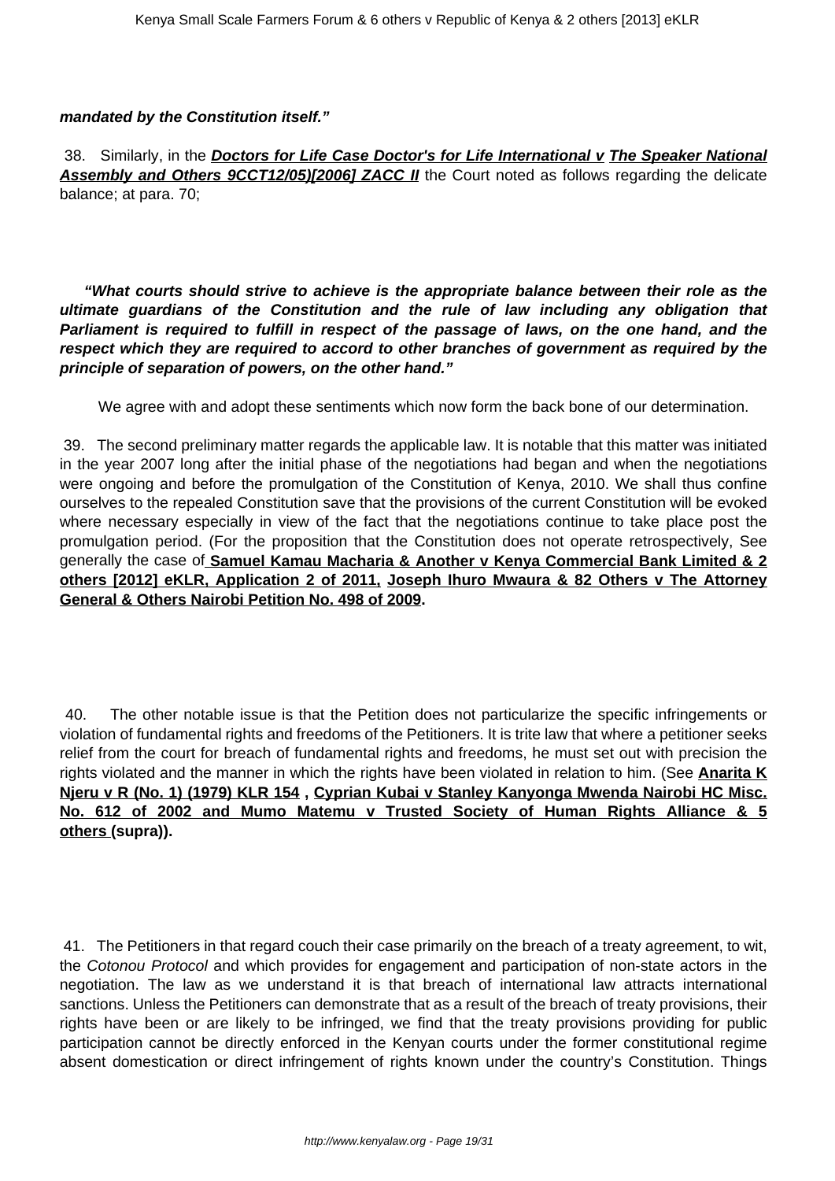***mandated by the Constitution itself."***

38. Similarly, in the ***Doctors for Life Case Doctor's for Life International v The Speaker National Assembly and Others 9CCT12/05)[2006] ZACC II*** the Court noted as follows regarding the delicate balance; at para. 70;

***"What courts should strive to achieve is the appropriate balance between their role as the ultimate guardians of the Constitution and the rule of law including any obligation that Parliament is required to fulfill in respect of the passage of laws, on the one hand, and the respect which they are required to accord to other branches of government as required by the principle of separation of powers, on the other hand."***

We agree with and adopt these sentiments which now form the back bone of our determination.

39. The second preliminary matter regards the applicable law. It is notable that this matter was initiated in the year 2007 long after the initial phase of the negotiations had began and when the negotiations were ongoing and before the promulgation of the Constitution of Kenya, 2010. We shall thus confine ourselves to the repealed Constitution save that the provisions of the current Constitution will be evoked where necessary especially in view of the fact that the negotiations continue to take place post the promulgation period. (For the proposition that the Constitution does not operate retrospectively, See generally the case of **Samuel Kamau Macharia & Another v Kenya Commercial Bank Limited & 2 others [2012] eKLR, Application 2 of 2011, Joseph Ihuro Mwaura & 82 Others v The Attorney General & Others Nairobi Petition No. 498 of 2009.**

40. The other notable issue is that the Petition does not particularize the specific infringements or violation of fundamental rights and freedoms of the Petitioners. It is trite law that where a petitioner seeks relief from the court for breach of fundamental rights and freedoms, he must set out with precision the rights violated and the manner in which the rights have been violated in relation to him. (See **Anarita K Njeru v R (No. 1) (1979) KLR 154 , Cyprian Kubai v Stanley Kanyonga Mwenda Nairobi HC Misc. No. 612 of 2002 and Mumo Matemu v Trusted Society of Human Rights Alliance & 5 others (supra)).**

41. The Petitioners in that regard couch their case primarily on the breach of a treaty agreement, to wit, the *Cotonou Protocol* and which provides for engagement and participation of non-state actors in the negotiation. The law as we understand it is that breach of international law attracts international sanctions. Unless the Petitioners can demonstrate that as a result of the breach of treaty provisions, their rights have been or are likely to be infringed, we find that the treaty provisions providing for public participation cannot be directly enforced in the Kenyan courts under the former constitutional regime absent domestication or direct infringement of rights known under the country's Constitution. Things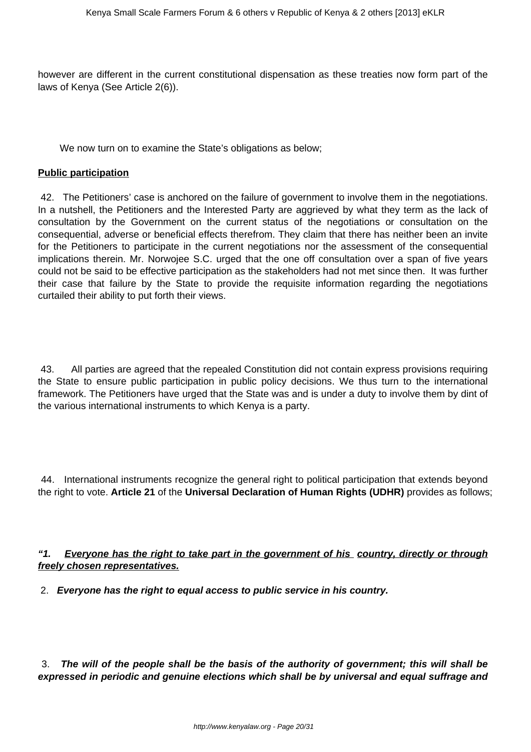however are different in the current constitutional dispensation as these treaties now form part of the laws of Kenya (See Article 2(6)).

We now turn on to examine the State's obligations as below;

**Public participation**

42. The Petitioners' case is anchored on the failure of government to involve them in the negotiations. In a nutshell, the Petitioners and the Interested Party are aggrieved by what they term as the lack of consultation by the Government on the current status of the negotiations or consultation on the consequential, adverse or beneficial effects therefrom. They claim that there has neither been an invite for the Petitioners to participate in the current negotiations nor the assessment of the consequential implications therein. Mr. Norwojee S.C. urged that the one off consultation over a span of five years could not be said to be effective participation as the stakeholders had not met since then. It was further their case that failure by the State to provide the requisite information regarding the negotiations curtailed their ability to put forth their views.

43. All parties are agreed that the repealed Constitution did not contain express provisions requiring the State to ensure public participation in public policy decisions. We thus turn to the international framework. The Petitioners have urged that the State was and is under a duty to involve them by dint of the various international instruments to which Kenya is a party.

44. International instruments recognize the general right to political participation that extends beyond the right to vote. **Article 21** of the **Universal Declaration of Human Rights (UDHR)** provides as follows;

***"1. Everyone has the right to take part in the government of his country, directly or through freely chosen representatives.***

2. ***Everyone has the right to equal access to public service in his country.***

3. ***The will of the people shall be the basis of the authority of government; this will shall be expressed in periodic and genuine elections which shall be by universal and equal suffrage and***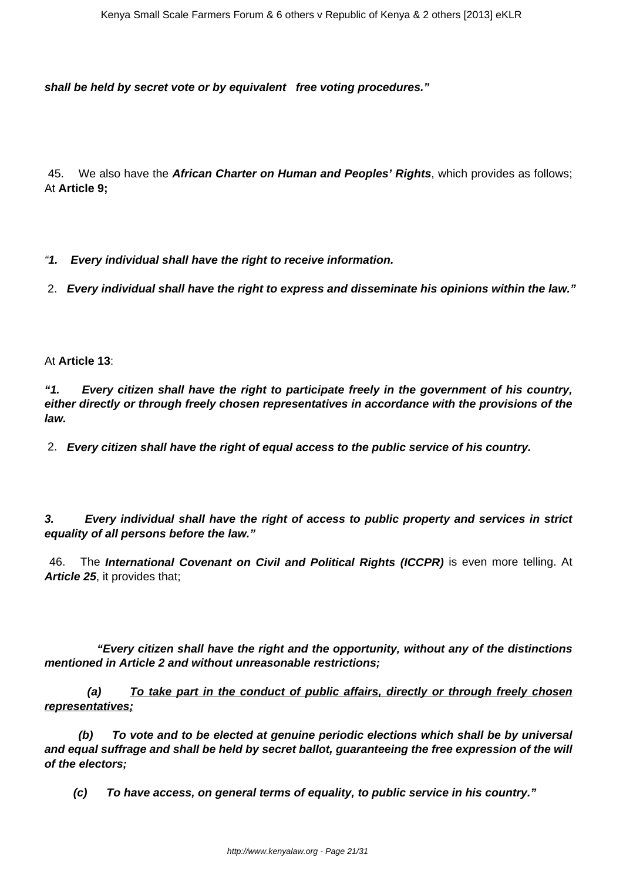***shall be held by secret vote or by equivalent free voting procedures."***

45. We also have the ***African Charter on Human and Peoples' Rights***, which provides as follows; At **Article 9;**

"***1. Every individual shall have the right to receive information.***

2. ***Every individual shall have the right to express and disseminate his opinions within the law."***

At **Article 13**:

***"1. Every citizen shall have the right to participate freely in the government of his country, either directly or through freely chosen representatives in accordance with the provisions of the law.***

2. ***Every citizen shall have the right of equal access to the public service of his country.***

***3. Every individual shall have the right of access to public property and services in strict equality of all persons before the law."***

46. The ***International Covenant on Civil and Political Rights (ICCPR)*** is even more telling. At ***Article 25***, it provides that;

***"Every citizen shall have the right and the opportunity, without any of the distinctions mentioned in Article 2 and without unreasonable restrictions;***

***(a) <u>To take part in the conduct of public affairs, directly or through freely chosen representatives;</u>***

***(b) To vote and to be elected at genuine periodic elections which shall be by universal and equal suffrage and shall be held by secret ballot, guaranteeing the free expression of the will of the electors;***

***(c) To have access, on general terms of equality, to public service in his country."***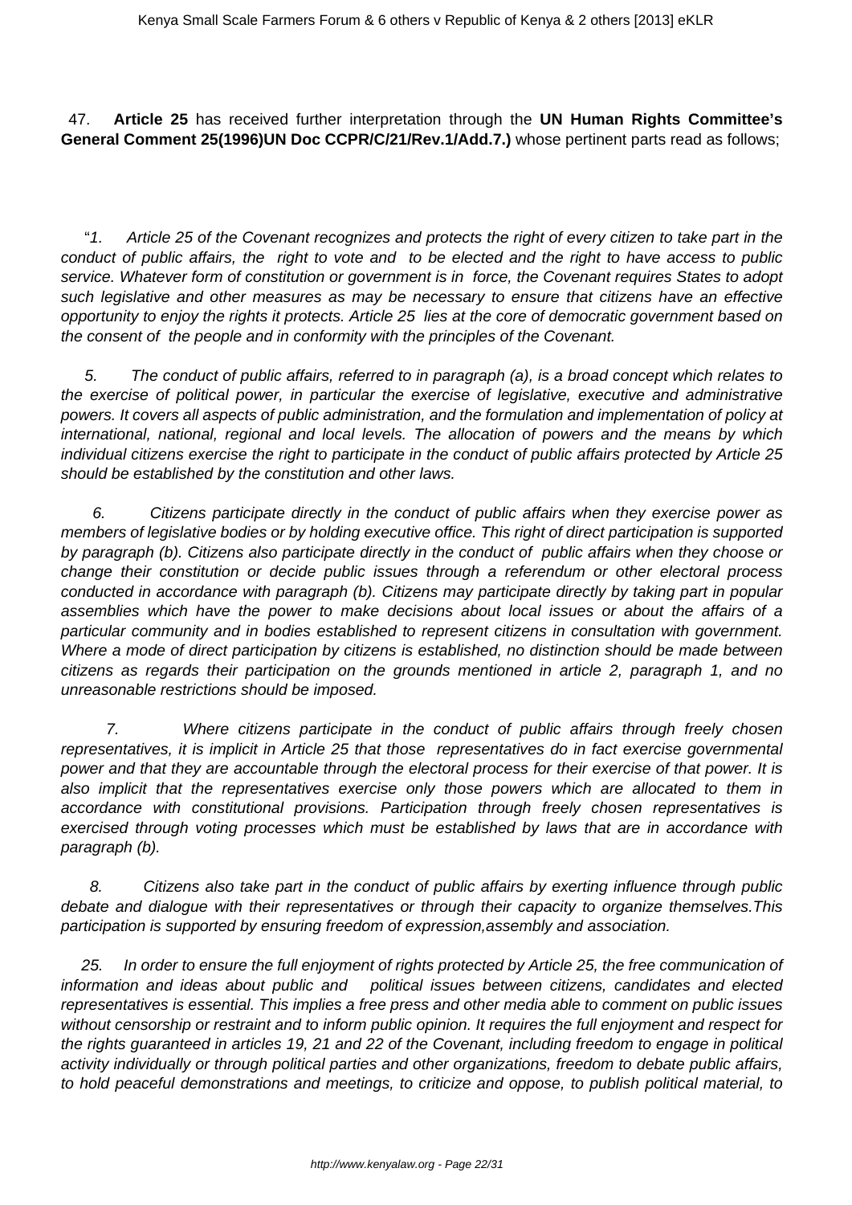47. **Article 25** has received further interpretation through the **UN Human Rights Committee's General Comment 25(1996)UN Doc CCPR/C/21/Rev.1/Add.7.)** whose pertinent parts read as follows;

"*1. Article 25 of the Covenant recognizes and protects the right of every citizen to take part in the conduct of public affairs, the right to vote and to be elected and the right to have access to public service. Whatever form of constitution or government is in force, the Covenant requires States to adopt such legislative and other measures as may be necessary to ensure that citizens have an effective opportunity to enjoy the rights it protects. Article 25 lies at the core of democratic government based on the consent of the people and in conformity with the principles of the Covenant.*

*5. The conduct of public affairs, referred to in paragraph (a), is a broad concept which relates to the exercise of political power, in particular the exercise of legislative, executive and administrative powers. It covers all aspects of public administration, and the formulation and implementation of policy at international, national, regional and local levels. The allocation of powers and the means by which individual citizens exercise the right to participate in the conduct of public affairs protected by Article 25 should be established by the constitution and other laws.*

*6. Citizens participate directly in the conduct of public affairs when they exercise power as members of legislative bodies or by holding executive office. This right of direct participation is supported by paragraph (b). Citizens also participate directly in the conduct of public affairs when they choose or change their constitution or decide public issues through a referendum or other electoral process conducted in accordance with paragraph (b). Citizens may participate directly by taking part in popular assemblies which have the power to make decisions about local issues or about the affairs of a particular community and in bodies established to represent citizens in consultation with government. Where a mode of direct participation by citizens is established, no distinction should be made between citizens as regards their participation on the grounds mentioned in article 2, paragraph 1, and no unreasonable restrictions should be imposed.*

*7. Where citizens participate in the conduct of public affairs through freely chosen representatives, it is implicit in Article 25 that those representatives do in fact exercise governmental power and that they are accountable through the electoral process for their exercise of that power. It is also implicit that the representatives exercise only those powers which are allocated to them in accordance with constitutional provisions. Participation through freely chosen representatives is exercised through voting processes which must be established by laws that are in accordance with paragraph (b).*

*8. Citizens also take part in the conduct of public affairs by exerting influence through public debate and dialogue with their representatives or through their capacity to organize themselves.This participation is supported by ensuring freedom of expression,assembly and association.*

*25. In order to ensure the full enjoyment of rights protected by Article 25, the free communication of information and ideas about public and political issues between citizens, candidates and elected representatives is essential. This implies a free press and other media able to comment on public issues without censorship or restraint and to inform public opinion. It requires the full enjoyment and respect for the rights guaranteed in articles 19, 21 and 22 of the Covenant, including freedom to engage in political activity individually or through political parties and other organizations, freedom to debate public affairs, to hold peaceful demonstrations and meetings, to criticize and oppose, to publish political material, to*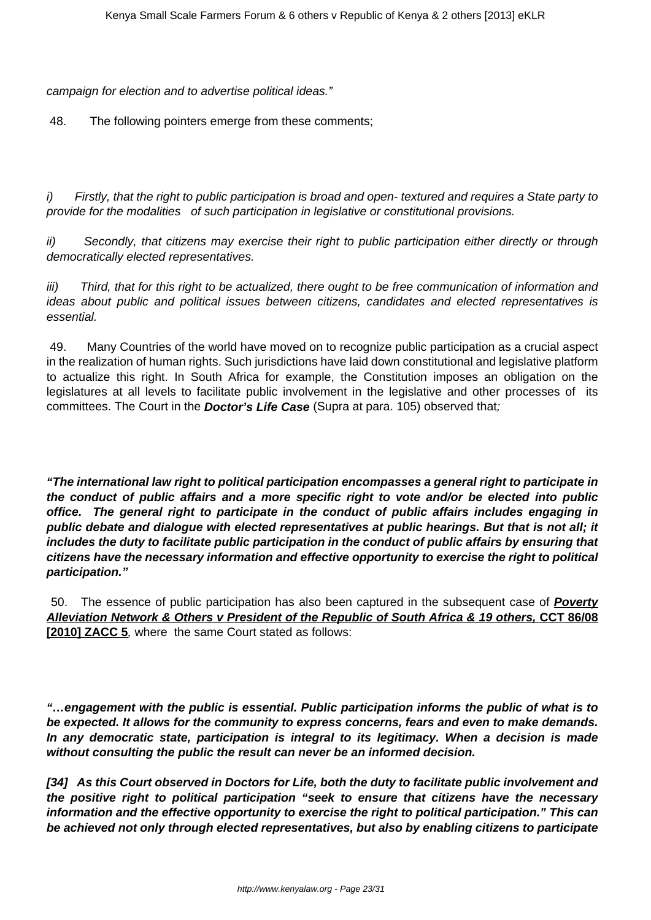*campaign for election and to advertise political ideas."*

48. The following pointers emerge from these comments;

*i) Firstly, that the right to public participation is broad and open- textured and requires a State party to provide for the modalities of such participation in legislative or constitutional provisions.*

*ii) Secondly, that citizens may exercise their right to public participation either directly or through democratically elected representatives.*

*iii) Third, that for this right to be actualized, there ought to be free communication of information and ideas about public and political issues between citizens, candidates and elected representatives is essential.*

49. Many Countries of the world have moved on to recognize public participation as a crucial aspect in the realization of human rights. Such jurisdictions have laid down constitutional and legislative platform to actualize this right. In South Africa for example, the Constitution imposes an obligation on the legislatures at all levels to facilitate public involvement in the legislative and other processes of its committees. The Court in the ***Doctor's Life Case*** (Supra at para. 105) observed that*;*

***"The international law right to political participation encompasses a general right to participate in the conduct of public affairs and a more specific right to vote and/or be elected into public office. The general right to participate in the conduct of public affairs includes engaging in public debate and dialogue with elected representatives at public hearings. But that is not all; it includes the duty to facilitate public participation in the conduct of public affairs by ensuring that citizens have the necessary information and effective opportunity to exercise the right to political participation."***

50. The essence of public participation has also been captured in the subsequent case of ***Poverty Alleviation Network & Others v President of the Republic of South Africa & 19 others,*** **CCT 86/08 [2010] ZACC 5**, where the same Court stated as follows:

***"…engagement with the public is essential. Public participation informs the public of what is to be expected. It allows for the community to express concerns, fears and even to make demands. In any democratic state, participation is integral to its legitimacy. When a decision is made without consulting the public the result can never be an informed decision.***

***[34] As this Court observed in Doctors for Life, both the duty to facilitate public involvement and the positive right to political participation "seek to ensure that citizens have the necessary information and the effective opportunity to exercise the right to political participation." This can be achieved not only through elected representatives, but also by enabling citizens to participate***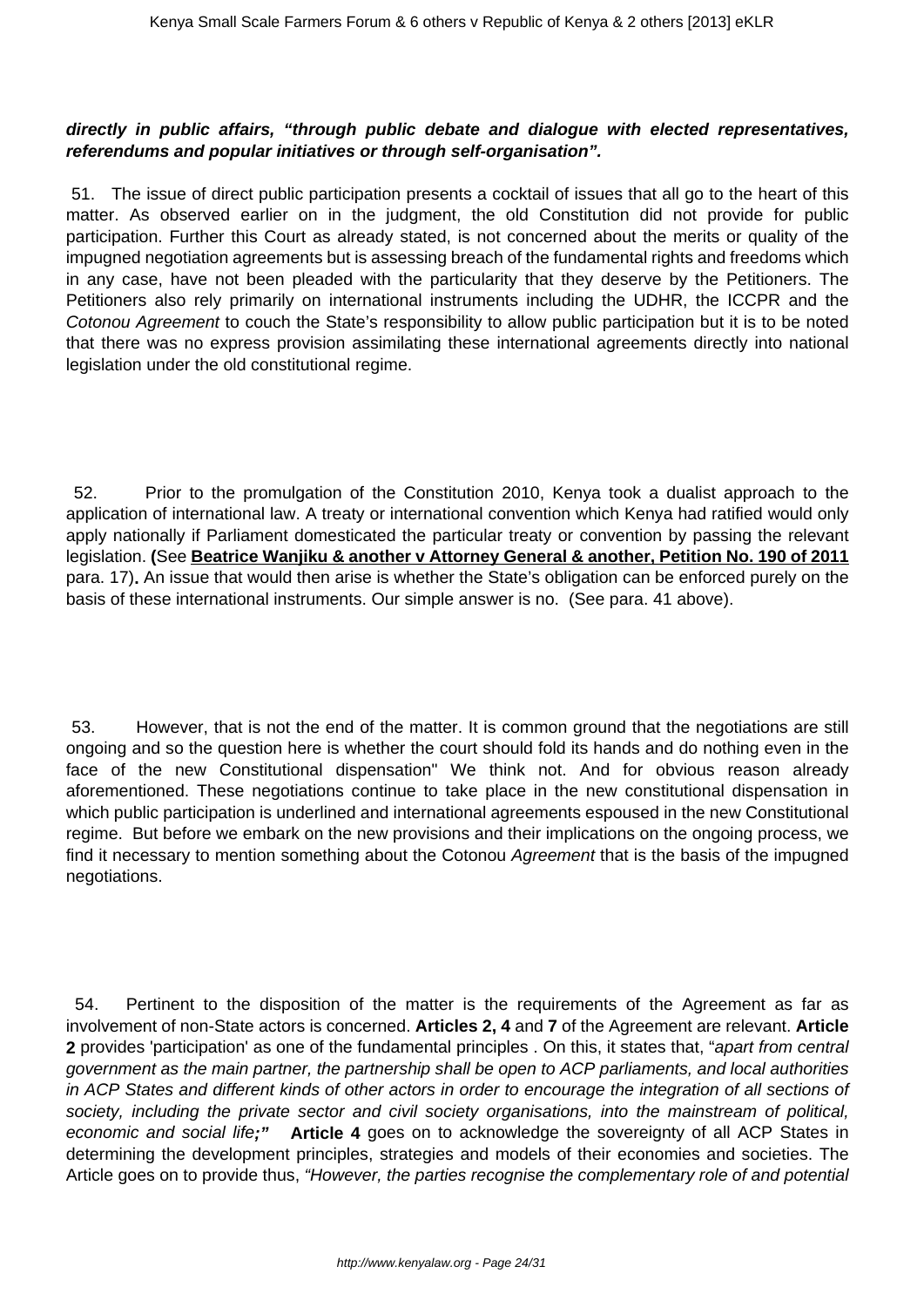**directly in public affairs, "through public debate and dialogue with elected representatives, referendums and popular initiatives or through self-organisation".**

51. The issue of direct public participation presents a cocktail of issues that all go to the heart of this matter. As observed earlier on in the judgment, the old Constitution did not provide for public participation. Further this Court as already stated, is not concerned about the merits or quality of the impugned negotiation agreements but is assessing breach of the fundamental rights and freedoms which in any case, have not been pleaded with the particularity that they deserve by the Petitioners. The Petitioners also rely primarily on international instruments including the UDHR, the ICCPR and the *Cotonou Agreement* to couch the State's responsibility to allow public participation but it is to be noted that there was no express provision assimilating these international agreements directly into national legislation under the old constitutional regime.

52. Prior to the promulgation of the Constitution 2010, Kenya took a dualist approach to the application of international law. A treaty or international convention which Kenya had ratified would only apply nationally if Parliament domesticated the particular treaty or convention by passing the relevant legislation. **(**See **Beatrice Wanjiku & another v Attorney General & another, Petition No. 190 of 2011** para. 17)**.** An issue that would then arise is whether the State's obligation can be enforced purely on the basis of these international instruments. Our simple answer is no. (See para. 41 above).

53. However, that is not the end of the matter. It is common ground that the negotiations are still ongoing and so the question here is whether the court should fold its hands and do nothing even in the face of the new Constitutional dispensation" We think not. And for obvious reason already aforementioned. These negotiations continue to take place in the new constitutional dispensation in which public participation is underlined and international agreements espoused in the new Constitutional regime. But before we embark on the new provisions and their implications on the ongoing process, we find it necessary to mention something about the Cotonou *Agreement* that is the basis of the impugned negotiations.

54. Pertinent to the disposition of the matter is the requirements of the Agreement as far as involvement of non-State actors is concerned. **Articles 2, 4** and **7** of the Agreement are relevant. **Article 2** provides 'participation' as one of the fundamental principles . On this, it states that, "*apart from central government as the main partner, the partnership shall be open to ACP parliaments, and local authorities in ACP States and different kinds of other actors in order to encourage the integration of all sections of society, including the private sector and civil society organisations, into the mainstream of political, economic and social life***;"** **Article 4** goes on to acknowledge the sovereignty of all ACP States in determining the development principles, strategies and models of their economies and societies. The Article goes on to provide thus, *"However, the parties recognise the complementary role of and potential*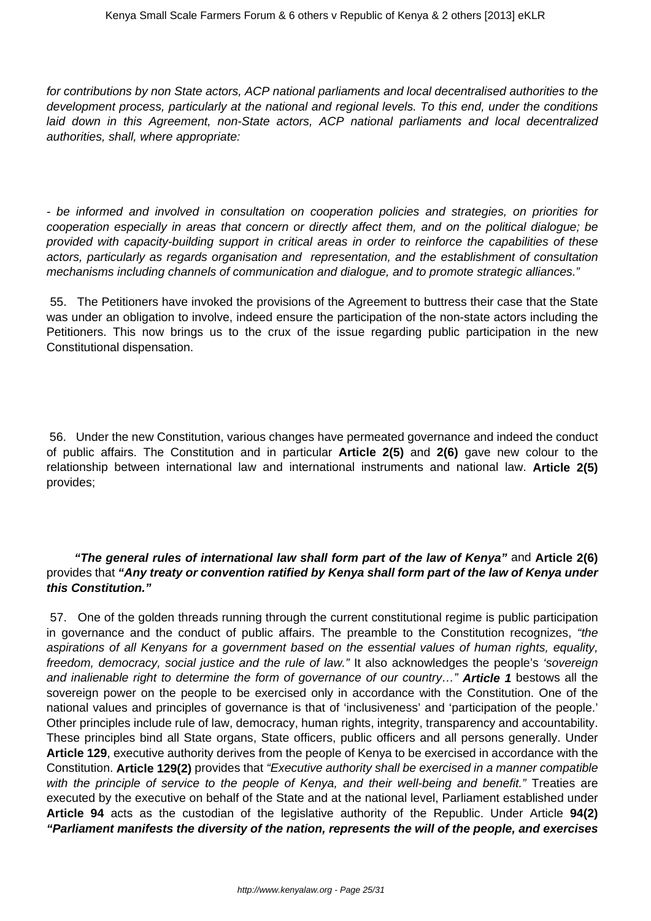*for contributions by non State actors, ACP national parliaments and local decentralised authorities to the development process, particularly at the national and regional levels. To this end, under the conditions laid down in this Agreement, non-State actors, ACP national parliaments and local decentralized authorities, shall, where appropriate:*

*- be informed and involved in consultation on cooperation policies and strategies, on priorities for cooperation especially in areas that concern or directly affect them, and on the political dialogue; be provided with capacity-building support in critical areas in order to reinforce the capabilities of these actors, particularly as regards organisation and representation, and the establishment of consultation mechanisms including channels of communication and dialogue, and to promote strategic alliances."*

55. The Petitioners have invoked the provisions of the Agreement to buttress their case that the State was under an obligation to involve, indeed ensure the participation of the non-state actors including the Petitioners. This now brings us to the crux of the issue regarding public participation in the new Constitutional dispensation.

56. Under the new Constitution, various changes have permeated governance and indeed the conduct of public affairs. The Constitution and in particular **Article 2(5)** and **2(6)** gave new colour to the relationship between international law and international instruments and national law. **Article 2(5)** provides;

***"The general rules of international law shall form part of the law of Kenya"*** and **Article 2(6)** provides that ***"Any treaty or convention ratified by Kenya shall form part of the law of Kenya under this Constitution."***

57. One of the golden threads running through the current constitutional regime is public participation in governance and the conduct of public affairs. The preamble to the Constitution recognizes, *"the aspirations of all Kenyans for a government based on the essential values of human rights, equality, freedom, democracy, social justice and the rule of law."* It also acknowledges the people's *'sovereign and inalienable right to determine the form of governance of our country…"* ***Article 1*** bestows all the sovereign power on the people to be exercised only in accordance with the Constitution. One of the national values and principles of governance is that of 'inclusiveness' and 'participation of the people.' Other principles include rule of law, democracy, human rights, integrity, transparency and accountability. These principles bind all State organs, State officers, public officers and all persons generally. Under **Article 129**, executive authority derives from the people of Kenya to be exercised in accordance with the Constitution. **Article 129(2)** provides that *"Executive authority shall be exercised in a manner compatible with the principle of service to the people of Kenya, and their well-being and benefit."* Treaties are executed by the executive on behalf of the State and at the national level, Parliament established under **Article 94** acts as the custodian of the legislative authority of the Republic. Under Article **94(2)** ***"Parliament manifests the diversity of the nation, represents the will of the people, and exercises***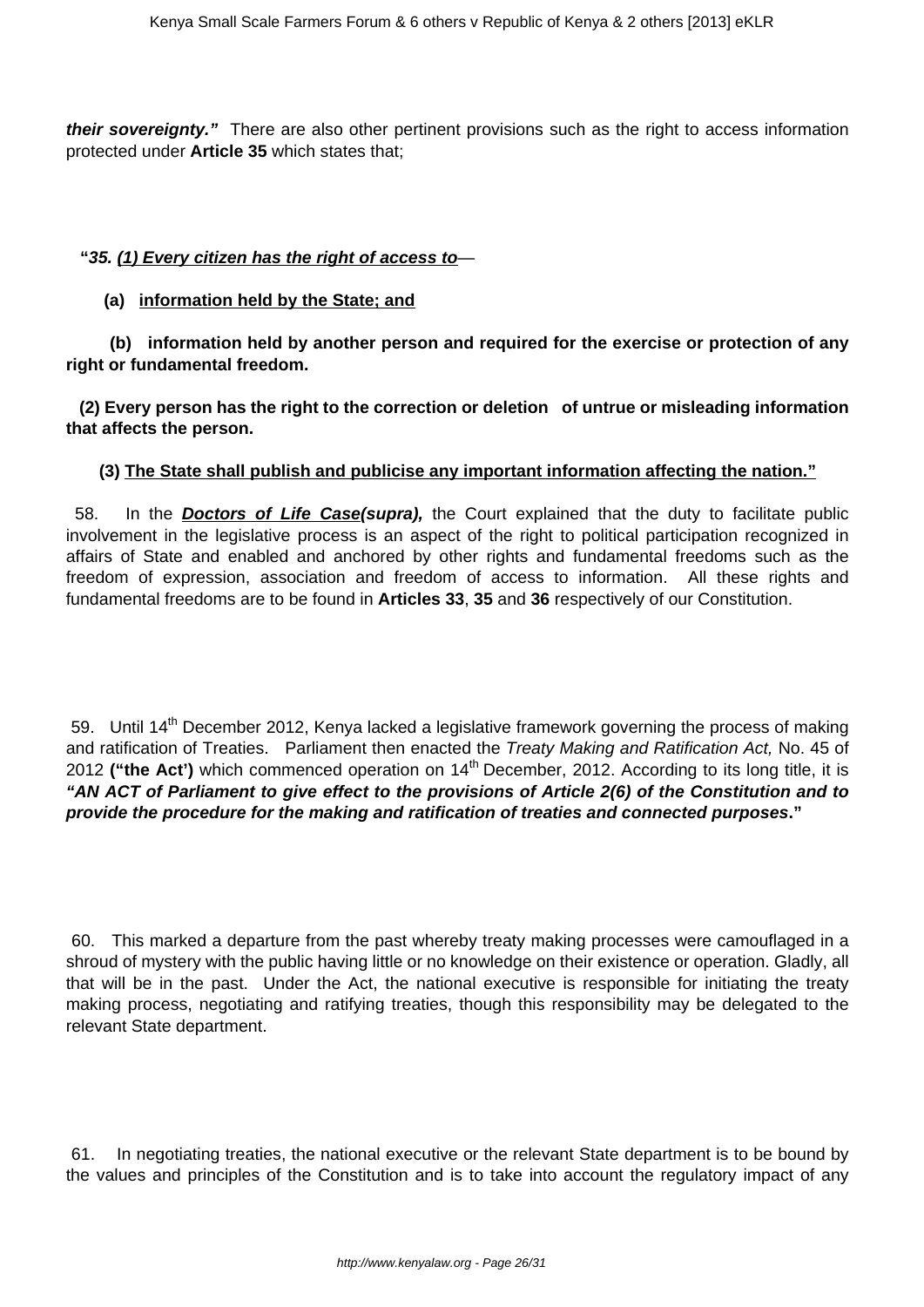***their sovereignty."*** There are also other pertinent provisions such as the right to access information protected under **Article 35** which states that;

**"*35. (1) Every citizen has the right of access to*—**

**(a) information held by the State; and**

**(b) information held by another person and required for the exercise or protection of any right or fundamental freedom.**

**(2) Every person has the right to the correction or deletion of untrue or misleading information that affects the person.**

**(3) The State shall publish and publicise any important information affecting the nation."**

58. In the ***Doctors of Life Case(supra),*** the Court explained that the duty to facilitate public involvement in the legislative process is an aspect of the right to political participation recognized in affairs of State and enabled and anchored by other rights and fundamental freedoms such as the freedom of expression, association and freedom of access to information. All these rights and fundamental freedoms are to be found in **Articles 33**, **35** and **36** respectively of our Constitution.

59. Until 14th December 2012, Kenya lacked a legislative framework governing the process of making and ratification of Treaties. Parliament then enacted the *Treaty Making and Ratification Act,* No. 45 of 2012 **("the Act')** which commenced operation on 14th December, 2012. According to its long title, it is ***"AN ACT of Parliament to give effect to the provisions of Article 2(6) of the Constitution and to provide the procedure for the making and ratification of treaties and connected purposes."***

60. This marked a departure from the past whereby treaty making processes were camouflaged in a shroud of mystery with the public having little or no knowledge on their existence or operation. Gladly, all that will be in the past. Under the Act, the national executive is responsible for initiating the treaty making process, negotiating and ratifying treaties, though this responsibility may be delegated to the relevant State department.

61. In negotiating treaties, the national executive or the relevant State department is to be bound by the values and principles of the Constitution and is to take into account the regulatory impact of any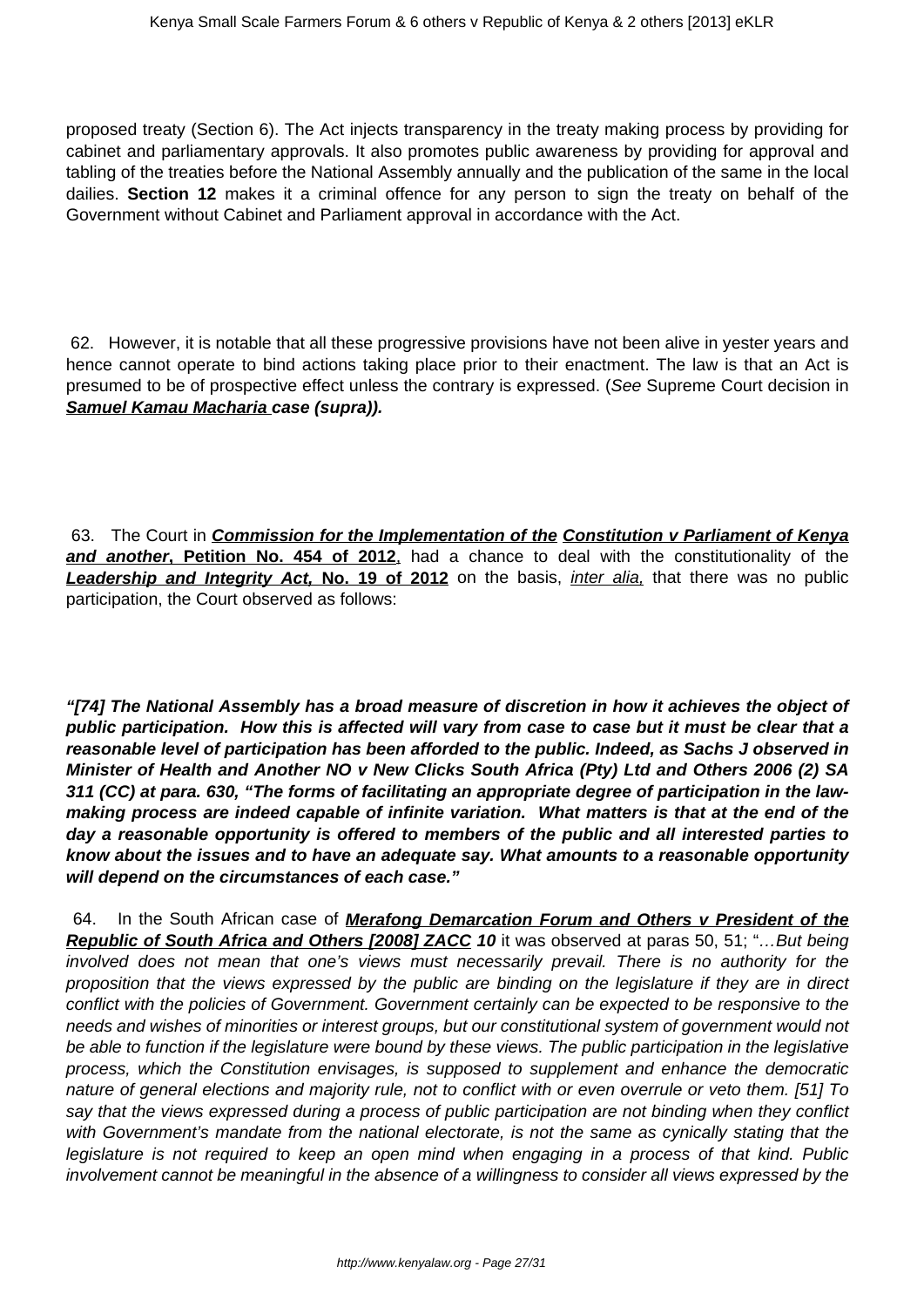proposed treaty (Section 6). The Act injects transparency in the treaty making process by providing for cabinet and parliamentary approvals. It also promotes public awareness by providing for approval and tabling of the treaties before the National Assembly annually and the publication of the same in the local dailies. **Section 12** makes it a criminal offence for any person to sign the treaty on behalf of the Government without Cabinet and Parliament approval in accordance with the Act.

62. However, it is notable that all these progressive provisions have not been alive in yester years and hence cannot operate to bind actions taking place prior to their enactment. The law is that an Act is presumed to be of prospective effect unless the contrary is expressed. (*See* Supreme Court decision in **Samuel Kamau Macharia case (supra)).**

63. The Court in ***Commission for the Implementation of the Constitution v Parliament of Kenya and another*, Petition No. 454 of 2012**, had a chance to deal with the constitutionality of the ***Leadership and Integrity Act,* No. 19 of 2012** on the basis, *inter alia,* that there was no public participation, the Court observed as follows:

***"[74] The National Assembly has a broad measure of discretion in how it achieves the object of public participation. How this is affected will vary from case to case but it must be clear that a reasonable level of participation has been afforded to the public. Indeed, as Sachs J observed in Minister of Health and Another NO v New Clicks South Africa (Pty) Ltd and Others 2006 (2) SA 311 (CC) at para. 630, "The forms of facilitating an appropriate degree of participation in the law-making process are indeed capable of infinite variation. What matters is that at the end of the day a reasonable opportunity is offered to members of the public and all interested parties to know about the issues and to have an adequate say. What amounts to a reasonable opportunity will depend on the circumstances of each case."***

64. In the South African case of ***Merafong Demarcation Forum and Others v President of the Republic of South Africa and Others [2008] ZACC* 10** it was observed at paras 50, 51; "*…But being involved does not mean that one's views must necessarily prevail. There is no authority for the proposition that the views expressed by the public are binding on the legislature if they are in direct conflict with the policies of Government. Government certainly can be expected to be responsive to the needs and wishes of minorities or interest groups, but our constitutional system of government would not be able to function if the legislature were bound by these views. The public participation in the legislative process, which the Constitution envisages, is supposed to supplement and enhance the democratic nature of general elections and majority rule, not to conflict with or even overrule or veto them. [51] To say that the views expressed during a process of public participation are not binding when they conflict with Government's mandate from the national electorate, is not the same as cynically stating that the legislature is not required to keep an open mind when engaging in a process of that kind. Public involvement cannot be meaningful in the absence of a willingness to consider all views expressed by the*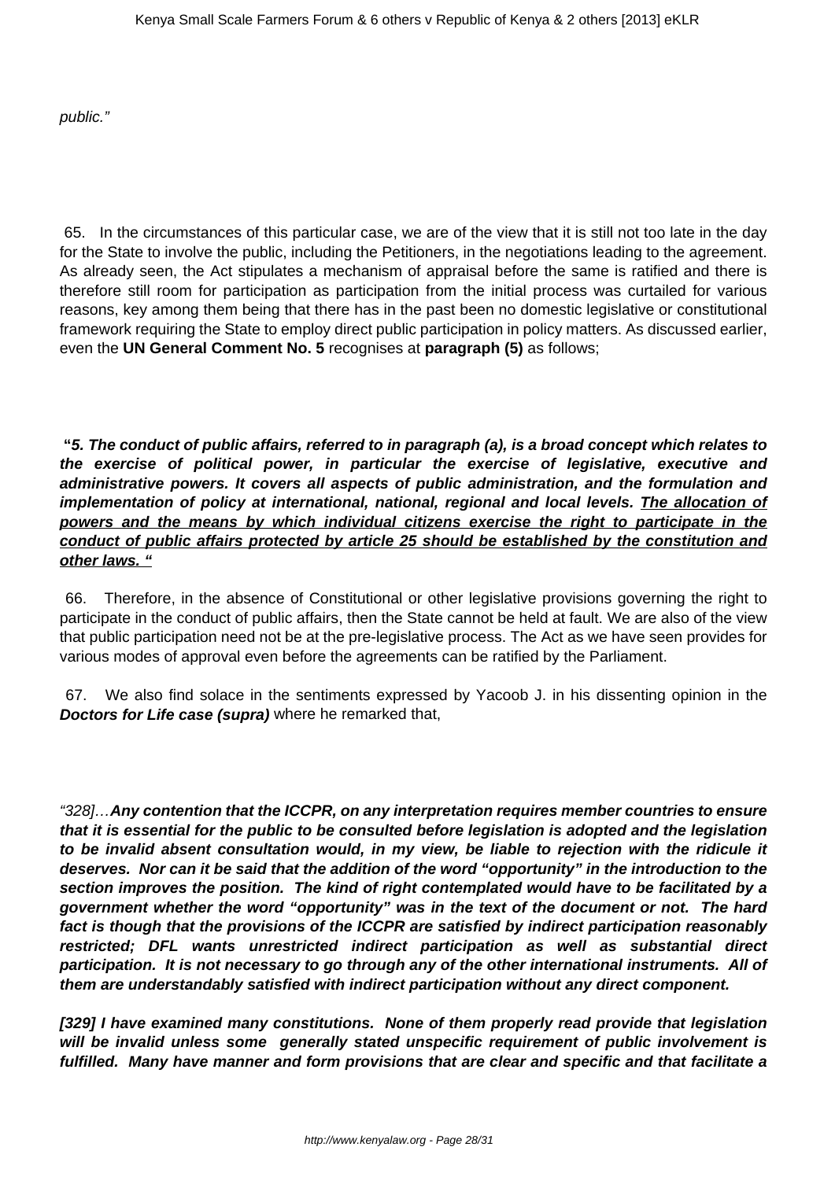*public."*

65. In the circumstances of this particular case, we are of the view that it is still not too late in the day for the State to involve the public, including the Petitioners, in the negotiations leading to the agreement. As already seen, the Act stipulates a mechanism of appraisal before the same is ratified and there is therefore still room for participation as participation from the initial process was curtailed for various reasons, key among them being that there has in the past been no domestic legislative or constitutional framework requiring the State to employ direct public participation in policy matters. As discussed earlier, even the **UN General Comment No. 5** recognises at **paragraph (5)** as follows;

**"*5. The conduct of public affairs, referred to in paragraph (a), is a broad concept which relates to the exercise of political power, in particular the exercise of legislative, executive and administrative powers. It covers all aspects of public administration, and the formulation and implementation of policy at international, national, regional and local levels. <u>The allocation of powers and the means by which individual citizens exercise the right to participate in the conduct of public affairs protected by article 25 should be established by the constitution and other laws. "</u>***

66. Therefore, in the absence of Constitutional or other legislative provisions governing the right to participate in the conduct of public affairs, then the State cannot be held at fault. We are also of the view that public participation need not be at the pre-legislative process. The Act as we have seen provides for various modes of approval even before the agreements can be ratified by the Parliament.

67. We also find solace in the sentiments expressed by Yacoob J. in his dissenting opinion in the ***Doctors for Life case (supra)*** where he remarked that,

*"328]…**Any contention that the ICCPR, on any interpretation requires member countries to ensure that it is essential for the public to be consulted before legislation is adopted and the legislation to be invalid absent consultation would, in my view, be liable to rejection with the ridicule it deserves. Nor can it be said that the addition of the word "opportunity" in the introduction to the section improves the position. The kind of right contemplated would have to be facilitated by a government whether the word "opportunity" was in the text of the document or not. The hard fact is though that the provisions of the ICCPR are satisfied by indirect participation reasonably restricted; DFL wants unrestricted indirect participation as well as substantial direct participation. It is not necessary to go through any of the other international instruments. All of them are understandably satisfied with indirect participation without any direct component.***

***[329] I have examined many constitutions. None of them properly read provide that legislation will be invalid unless some generally stated unspecific requirement of public involvement is fulfilled. Many have manner and form provisions that are clear and specific and that facilitate a***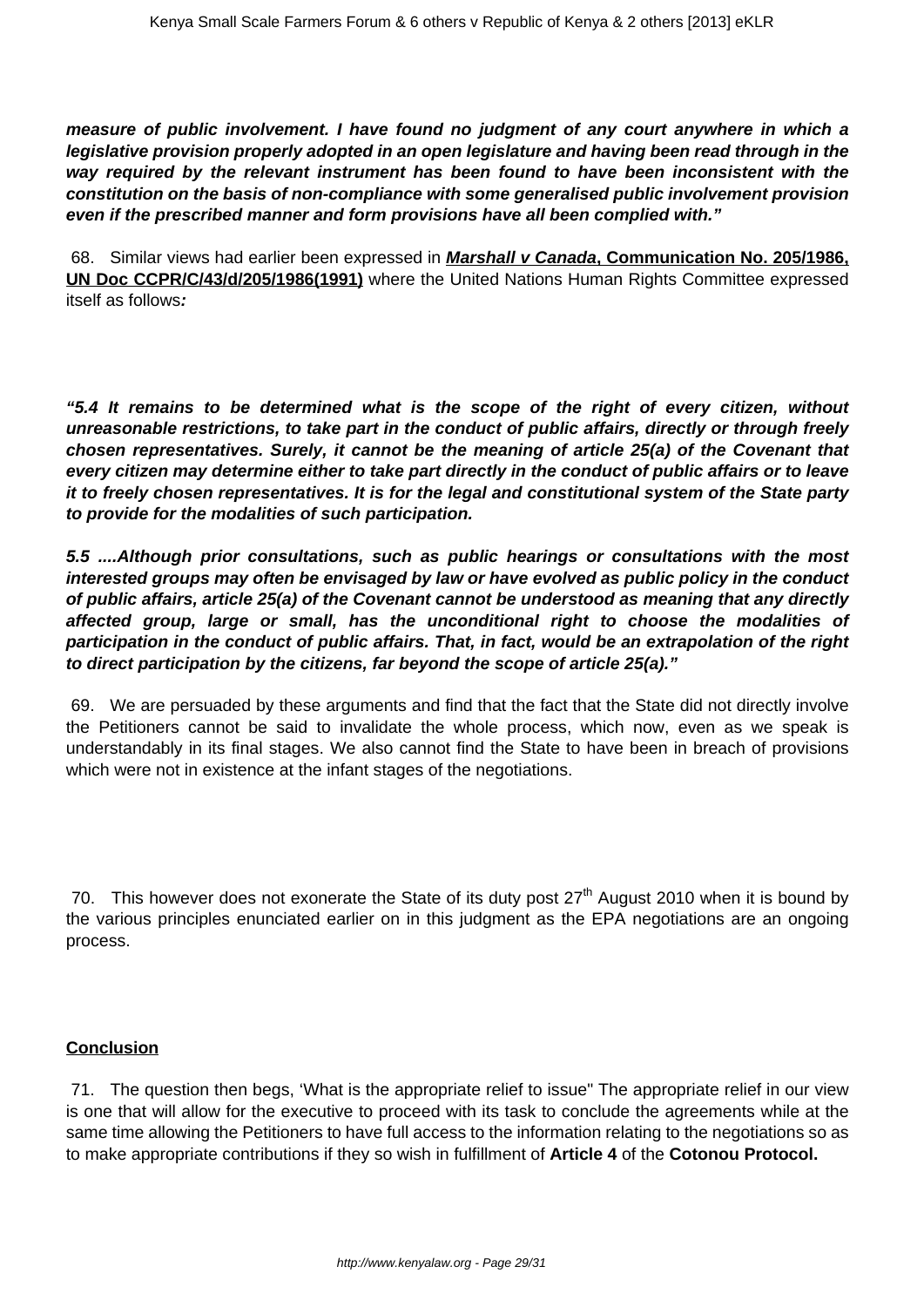***measure of public involvement. I have found no judgment of any court anywhere in which a legislative provision properly adopted in an open legislature and having been read through in the way required by the relevant instrument has been found to have been inconsistent with the constitution on the basis of non-compliance with some generalised public involvement provision even if the prescribed manner and form provisions have all been complied with."***

68. Similar views had earlier been expressed in ***Marshall v Canada*, Communication No. 205/1986, UN Doc CCPR/C/43/d/205/1986(1991)** where the United Nations Human Rights Committee expressed itself as follows***:***

***"5.4 It remains to be determined what is the scope of the right of every citizen, without unreasonable restrictions, to take part in the conduct of public affairs, directly or through freely chosen representatives. Surely, it cannot be the meaning of article 25(a) of the Covenant that every citizen may determine either to take part directly in the conduct of public affairs or to leave it to freely chosen representatives. It is for the legal and constitutional system of the State party to provide for the modalities of such participation.***

***5.5 ....Although prior consultations, such as public hearings or consultations with the most interested groups may often be envisaged by law or have evolved as public policy in the conduct of public affairs, article 25(a) of the Covenant cannot be understood as meaning that any directly affected group, large or small, has the unconditional right to choose the modalities of participation in the conduct of public affairs. That, in fact, would be an extrapolation of the right to direct participation by the citizens, far beyond the scope of article 25(a)."***

69. We are persuaded by these arguments and find that the fact that the State did not directly involve the Petitioners cannot be said to invalidate the whole process, which now, even as we speak is understandably in its final stages. We also cannot find the State to have been in breach of provisions which were not in existence at the infant stages of the negotiations.

70. This however does not exonerate the State of its duty post 27th August 2010 when it is bound by the various principles enunciated earlier on in this judgment as the EPA negotiations are an ongoing process.

**Conclusion**

71. The question then begs, 'What is the appropriate relief to issue" The appropriate relief in our view is one that will allow for the executive to proceed with its task to conclude the agreements while at the same time allowing the Petitioners to have full access to the information relating to the negotiations so as to make appropriate contributions if they so wish in fulfillment of **Article 4** of the **Cotonou Protocol.**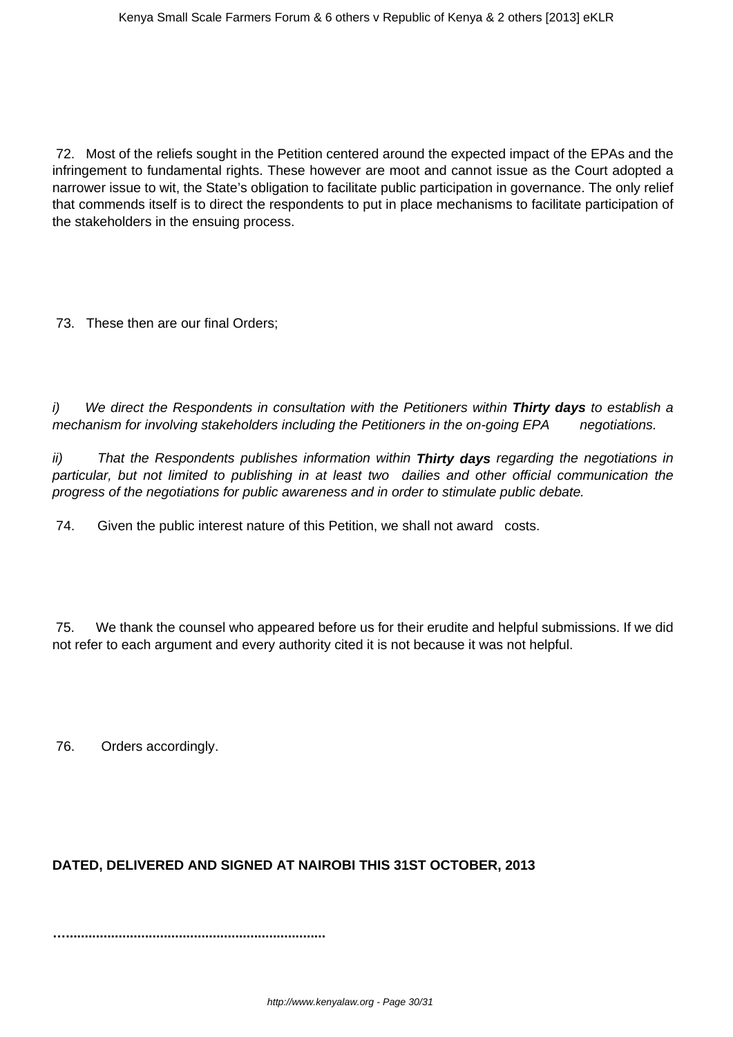72. Most of the reliefs sought in the Petition centered around the expected impact of the EPAs and the infringement to fundamental rights. These however are moot and cannot issue as the Court adopted a narrower issue to wit, the State's obligation to facilitate public participation in governance. The only relief that commends itself is to direct the respondents to put in place mechanisms to facilitate participation of the stakeholders in the ensuing process.

73. These then are our final Orders;

*i) We direct the Respondents in consultation with the Petitioners within* ***Thirty days*** *to establish a mechanism for involving stakeholders including the Petitioners in the on-going EPA negotiations.*

*ii) That the Respondents publishes information within* ***Thirty days*** *regarding the negotiations in particular, but not limited to publishing in at least two dailies and other official communication the progress of the negotiations for public awareness and in order to stimulate public debate.*

74. Given the public interest nature of this Petition, we shall not award costs.

75. We thank the counsel who appeared before us for their erudite and helpful submissions. If we did not refer to each argument and every authority cited it is not because it was not helpful.

76. Orders accordingly.

**DATED, DELIVERED AND SIGNED AT NAIROBI THIS 31ST OCTOBER, 2013**

**……………………………………………………………**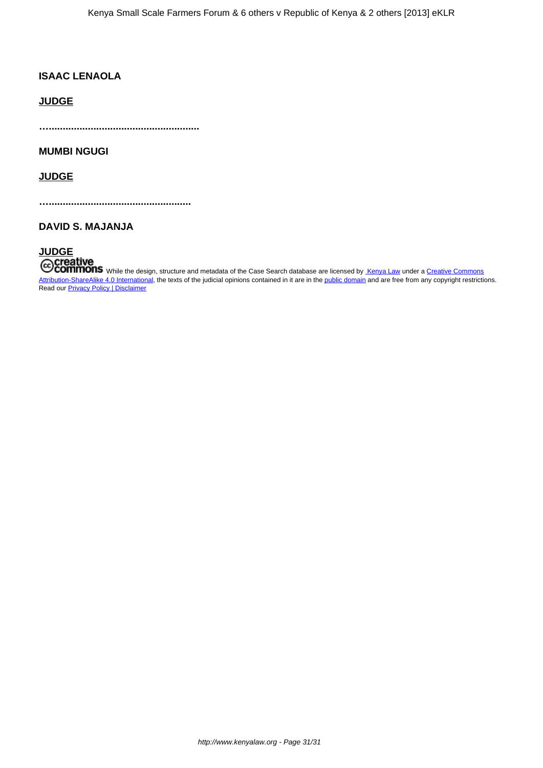**ISAAC LENAOLA**

**JUDGE**

**……………………………………………….**

**MUMBI NGUGI**

**JUDGE**

**…………………………………………….**

**DAVID S. MAJANJA**

**JUDGE**

While the design, structure and metadata of the Case Search database are licensed by Kenya Law under a Creative Commons Attribution-ShareAlike 4.0 International, the texts of the judicial opinions contained in it are in the public domain and are free from any copyright restrictions. Read our Privacy Policy | Disclaimer